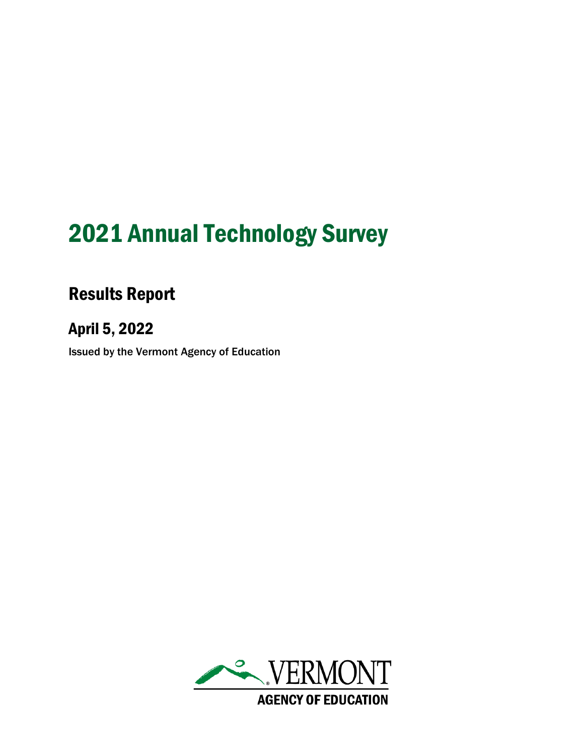# 2021 Annual Technology Survey

## Results Report

## April 5, 2022

Issued by the Vermont Agency of Education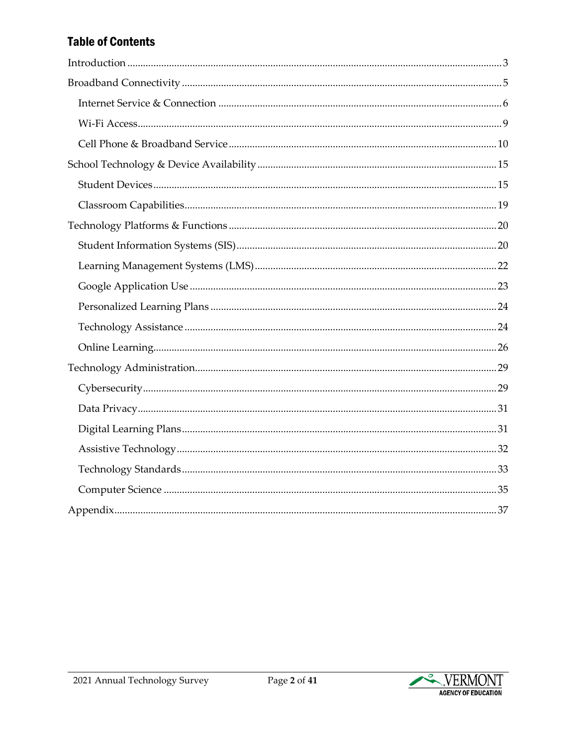## Table of Contents

- Introduction ..... 3
- Broadband Connectivity ..... 5
  - Internet Service & Connection ..... 6
  - Wi-Fi Access ..... 9
  - Cell Phone & Broadband Service ..... 10
- School Technology & Device Availability ..... 15
  - Student Devices ..... 15
  - Classroom Capabilities ..... 19
- Technology Platforms & Functions ..... 20
  - Student Information Systems (SIS) ..... 20
  - Learning Management Systems (LMS) ..... 22
  - Google Application Use ..... 23
  - Personalized Learning Plans ..... 24
  - Technology Assistance ..... 24
  - Online Learning ..... 26
- Technology Administration ..... 29
  - Cybersecurity ..... 29
  - Data Privacy ..... 31
  - Digital Learning Plans ..... 31
  - Assistive Technology ..... 32
  - Technology Standards ..... 33
  - Computer Science ..... 35
- Appendix ..... 37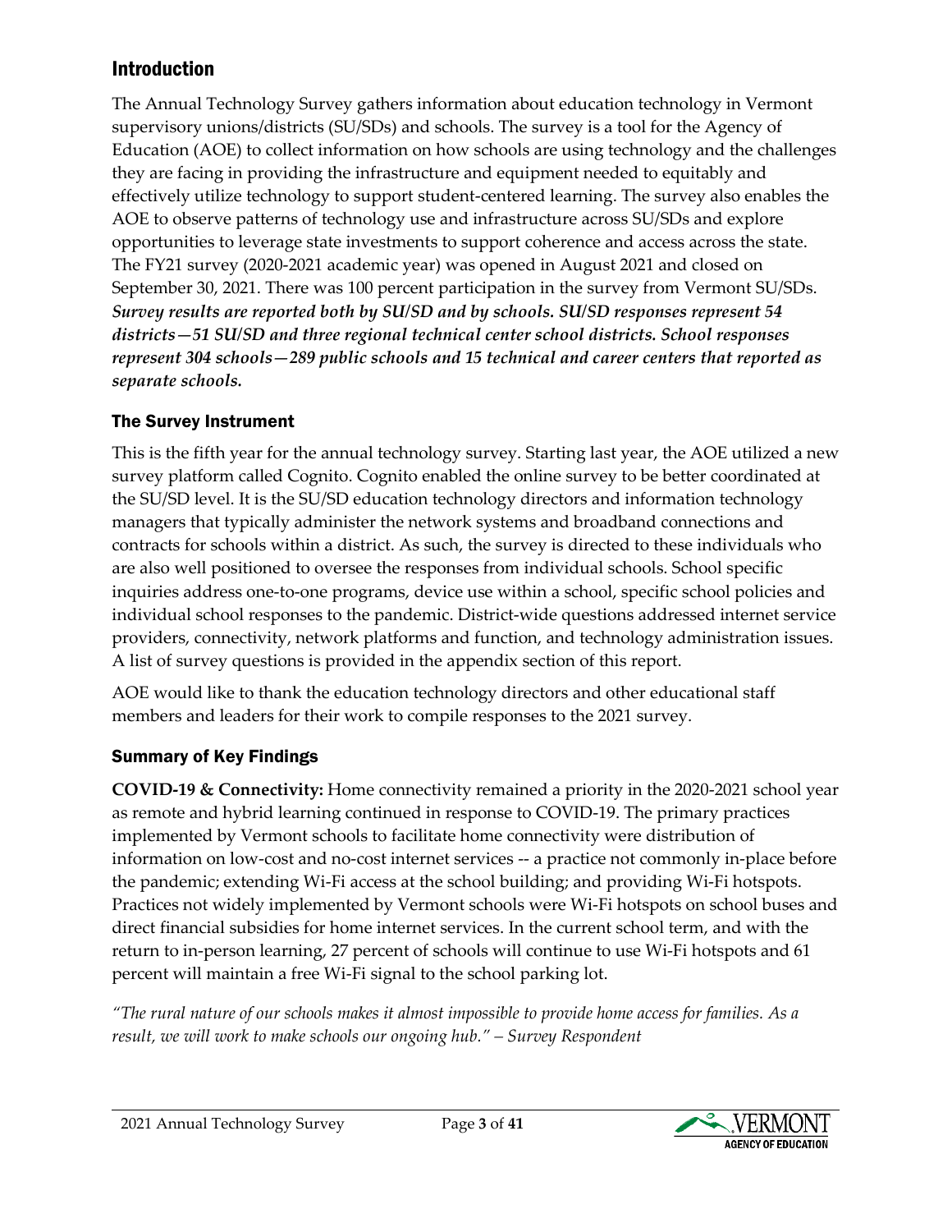## Introduction

The Annual Technology Survey gathers information about education technology in Vermont supervisory unions/districts (SU/SDs) and schools. The survey is a tool for the Agency of Education (AOE) to collect information on how schools are using technology and the challenges they are facing in providing the infrastructure and equipment needed to equitably and effectively utilize technology to support student-centered learning. The survey also enables the AOE to observe patterns of technology use and infrastructure across SU/SDs and explore opportunities to leverage state investments to support coherence and access across the state. The FY21 survey (2020-2021 academic year) was opened in August 2021 and closed on September 30, 2021. There was 100 percent participation in the survey from Vermont SU/SDs. ***Survey results are reported both by SU/SD and by schools. SU/SD responses represent 54 districts—51 SU/SD and three regional technical center school districts. School responses represent 304 schools—289 public schools and 15 technical and career centers that reported as separate schools.***

### The Survey Instrument

This is the fifth year for the annual technology survey. Starting last year, the AOE utilized a new survey platform called Cognito. Cognito enabled the online survey to be better coordinated at the SU/SD level. It is the SU/SD education technology directors and information technology managers that typically administer the network systems and broadband connections and contracts for schools within a district. As such, the survey is directed to these individuals who are also well positioned to oversee the responses from individual schools. School specific inquiries address one-to-one programs, device use within a school, specific school policies and individual school responses to the pandemic. District-wide questions addressed internet service providers, connectivity, network platforms and function, and technology administration issues. A list of survey questions is provided in the appendix section of this report.

AOE would like to thank the education technology directors and other educational staff members and leaders for their work to compile responses to the 2021 survey.

### Summary of Key Findings

**COVID-19 & Connectivity:** Home connectivity remained a priority in the 2020-2021 school year as remote and hybrid learning continued in response to COVID-19. The primary practices implemented by Vermont schools to facilitate home connectivity were distribution of information on low-cost and no-cost internet services -- a practice not commonly in-place before the pandemic; extending Wi-Fi access at the school building; and providing Wi-Fi hotspots. Practices not widely implemented by Vermont schools were Wi-Fi hotspots on school buses and direct financial subsidies for home internet services. In the current school term, and with the return to in-person learning, 27 percent of schools will continue to use Wi-Fi hotspots and 61 percent will maintain a free Wi-Fi signal to the school parking lot.

*"The rural nature of our schools makes it almost impossible to provide home access for families. As a result, we will work to make schools our ongoing hub." – Survey Respondent*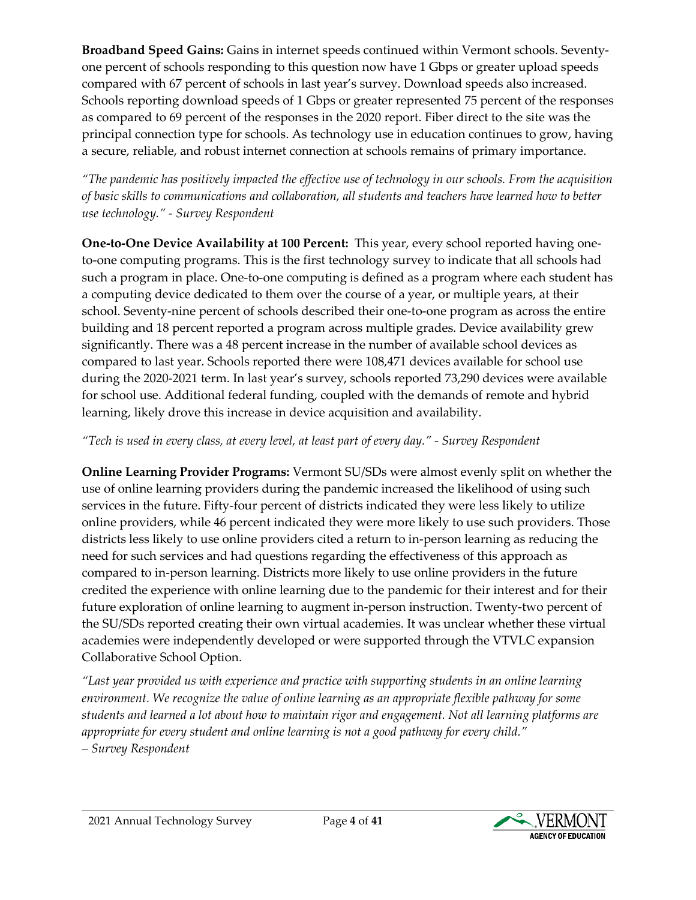**Broadband Speed Gains:** Gains in internet speeds continued within Vermont schools. Seventy-one percent of schools responding to this question now have 1 Gbps or greater upload speeds compared with 67 percent of schools in last year's survey. Download speeds also increased. Schools reporting download speeds of 1 Gbps or greater represented 75 percent of the responses as compared to 69 percent of the responses in the 2020 report. Fiber direct to the site was the principal connection type for schools. As technology use in education continues to grow, having a secure, reliable, and robust internet connection at schools remains of primary importance.

*"The pandemic has positively impacted the effective use of technology in our schools. From the acquisition of basic skills to communications and collaboration, all students and teachers have learned how to better use technology." - Survey Respondent*

**One-to-One Device Availability at 100 Percent:** This year, every school reported having one-to-one computing programs. This is the first technology survey to indicate that all schools had such a program in place. One-to-one computing is defined as a program where each student has a computing device dedicated to them over the course of a year, or multiple years, at their school. Seventy-nine percent of schools described their one-to-one program as across the entire building and 18 percent reported a program across multiple grades. Device availability grew significantly. There was a 48 percent increase in the number of available school devices as compared to last year. Schools reported there were 108,471 devices available for school use during the 2020-2021 term. In last year's survey, schools reported 73,290 devices were available for school use. Additional federal funding, coupled with the demands of remote and hybrid learning, likely drove this increase in device acquisition and availability.

*"Tech is used in every class, at every level, at least part of every day." - Survey Respondent*

**Online Learning Provider Programs:** Vermont SU/SDs were almost evenly split on whether the use of online learning providers during the pandemic increased the likelihood of using such services in the future. Fifty-four percent of districts indicated they were less likely to utilize online providers, while 46 percent indicated they were more likely to use such providers. Those districts less likely to use online providers cited a return to in-person learning as reducing the need for such services and had questions regarding the effectiveness of this approach as compared to in-person learning. Districts more likely to use online providers in the future credited the experience with online learning due to the pandemic for their interest and for their future exploration of online learning to augment in-person instruction. Twenty-two percent of the SU/SDs reported creating their own virtual academies. It was unclear whether these virtual academies were independently developed or were supported through the VTVLC expansion Collaborative School Option.

*"Last year provided us with experience and practice with supporting students in an online learning environment. We recognize the value of online learning as an appropriate flexible pathway for some students and learned a lot about how to maintain rigor and engagement. Not all learning platforms are appropriate for every student and online learning is not a good pathway for every child."*
*– Survey Respondent*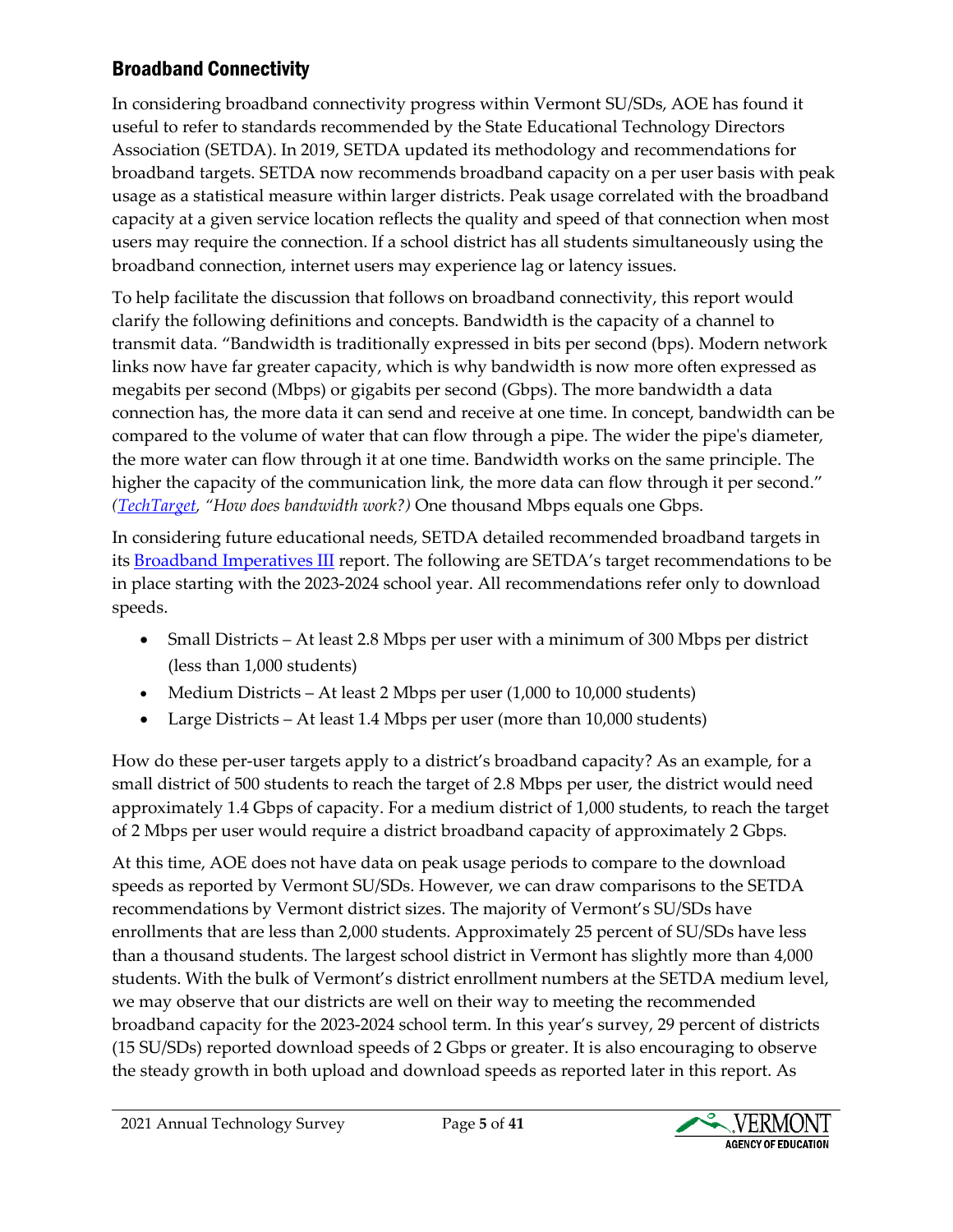## Broadband Connectivity

In considering broadband connectivity progress within Vermont SU/SDs, AOE has found it useful to refer to standards recommended by the State Educational Technology Directors Association (SETDA). In 2019, SETDA updated its methodology and recommendations for broadband targets. SETDA now recommends broadband capacity on a per user basis with peak usage as a statistical measure within larger districts. Peak usage correlated with the broadband capacity at a given service location reflects the quality and speed of that connection when most users may require the connection. If a school district has all students simultaneously using the broadband connection, internet users may experience lag or latency issues.

To help facilitate the discussion that follows on broadband connectivity, this report would clarify the following definitions and concepts. Bandwidth is the capacity of a channel to transmit data. "Bandwidth is traditionally expressed in bits per second (bps). Modern network links now have far greater capacity, which is why bandwidth is now more often expressed as megabits per second (Mbps) or gigabits per second (Gbps). The more bandwidth a data connection has, the more data it can send and receive at one time. In concept, bandwidth can be compared to the volume of water that can flow through a pipe. The wider the pipe's diameter, the more water can flow through it at one time. Bandwidth works on the same principle. The higher the capacity of the communication link, the more data can flow through it per second." *([TechTarget](), "How does bandwidth work?")* One thousand Mbps equals one Gbps.

In considering future educational needs, SETDA detailed recommended broadband targets in its [Broadband Imperatives III]() report. The following are SETDA's target recommendations to be in place starting with the 2023-2024 school year. All recommendations refer only to download speeds.

- Small Districts – At least 2.8 Mbps per user with a minimum of 300 Mbps per district (less than 1,000 students)
- Medium Districts – At least 2 Mbps per user (1,000 to 10,000 students)
- Large Districts – At least 1.4 Mbps per user (more than 10,000 students)

How do these per-user targets apply to a district's broadband capacity? As an example, for a small district of 500 students to reach the target of 2.8 Mbps per user, the district would need approximately 1.4 Gbps of capacity. For a medium district of 1,000 students, to reach the target of 2 Mbps per user would require a district broadband capacity of approximately 2 Gbps.

At this time, AOE does not have data on peak usage periods to compare to the download speeds as reported by Vermont SU/SDs. However, we can draw comparisons to the SETDA recommendations by Vermont district sizes. The majority of Vermont's SU/SDs have enrollments that are less than 2,000 students. Approximately 25 percent of SU/SDs have less than a thousand students. The largest school district in Vermont has slightly more than 4,000 students. With the bulk of Vermont's district enrollment numbers at the SETDA medium level, we may observe that our districts are well on their way to meeting the recommended broadband capacity for the 2023-2024 school term. In this year's survey, 29 percent of districts (15 SU/SDs) reported download speeds of 2 Gbps or greater. It is also encouraging to observe the steady growth in both upload and download speeds as reported later in this report. As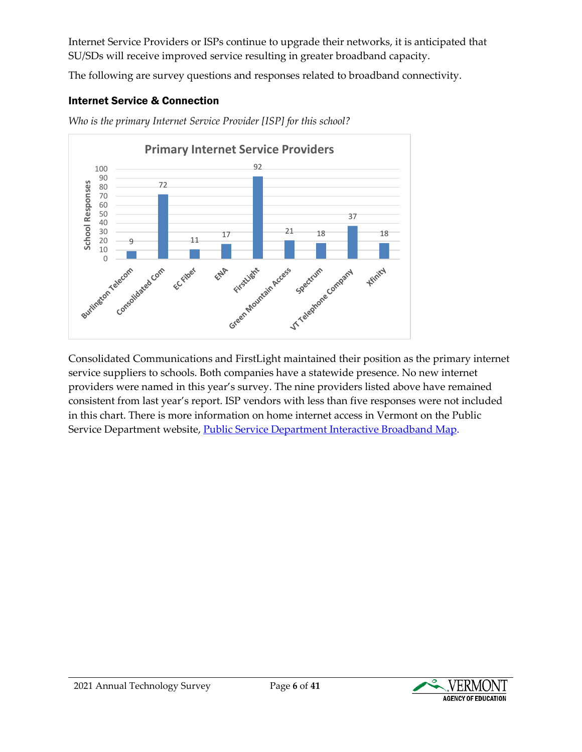Internet Service Providers or ISPs continue to upgrade their networks, it is anticipated that SU/SDs will receive improved service resulting in greater broadband capacity.

The following are survey questions and responses related to broadband connectivity.

### Internet Service & Connection

*Who is the primary Internet Service Provider [ISP] for this school?*

**Primary Internet Service Providers**

| Provider | School Responses |
| --- | --- |
| Burlington Telecom | 9 |
| Consolidated Com | 72 |
| EC Fiber | 11 |
| ENA | 17 |
| FirstLight | 92 |
| Green Mountain Access | 21 |
| Spectrum | 18 |
| VT Telephone Company | 37 |
| Xfinity | 18 |

Consolidated Communications and FirstLight maintained their position as the primary internet service suppliers to schools. Both companies have a statewide presence. No new internet providers were named in this year's survey. The nine providers listed above have remained consistent from last year's report. ISP vendors with less than five responses were not included in this chart. There is more information on home internet access in Vermont on the Public Service Department website, [Public Service Department Interactive Broadband Map](Public Service Department Interactive Broadband Map).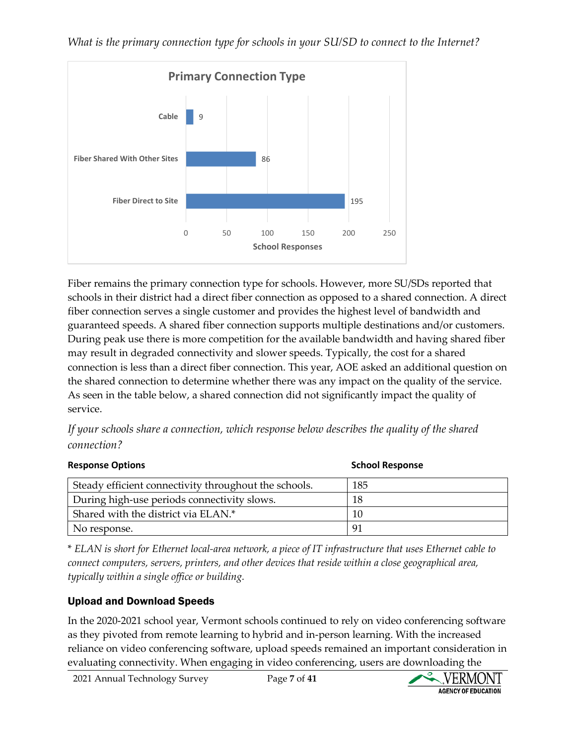*What is the primary connection type for schools in your SU/SD to connect to the Internet?*

**Primary Connection Type**

| Connection Type | School Responses |
|---|---|
| Cable | 9 |
| Fiber Shared With Other Sites | 86 |
| Fiber Direct to Site | 195 |

Fiber remains the primary connection type for schools. However, more SU/SDs reported that schools in their district had a direct fiber connection as opposed to a shared connection. A direct fiber connection serves a single customer and provides the highest level of bandwidth and guaranteed speeds. A shared fiber connection supports multiple destinations and/or customers. During peak use there is more competition for the available bandwidth and having shared fiber may result in degraded connectivity and slower speeds. Typically, the cost for a shared connection is less than a direct fiber connection. This year, AOE asked an additional question on the shared connection to determine whether there was any impact on the quality of the service. As seen in the table below, a shared connection did not significantly impact the quality of service.

*If your schools share a connection, which response below describes the quality of the shared connection?*

| Response Options | School Response |
|---|---|
| Steady efficient connectivity throughout the schools. | 185 |
| During high-use periods connectivity slows. | 18 |
| Shared with the district via ELAN.* | 10 |
| No response. | 91 |

\* *ELAN is short for Ethernet local-area network, a piece of IT infrastructure that uses Ethernet cable to connect computers, servers, printers, and other devices that reside within a close geographical area, typically within a single office or building.*

## Upload and Download Speeds

In the 2020-2021 school year, Vermont schools continued to rely on video conferencing software as they pivoted from remote learning to hybrid and in-person learning. With the increased reliance on video conferencing software, upload speeds remained an important consideration in evaluating connectivity. When engaging in video conferencing, users are downloading the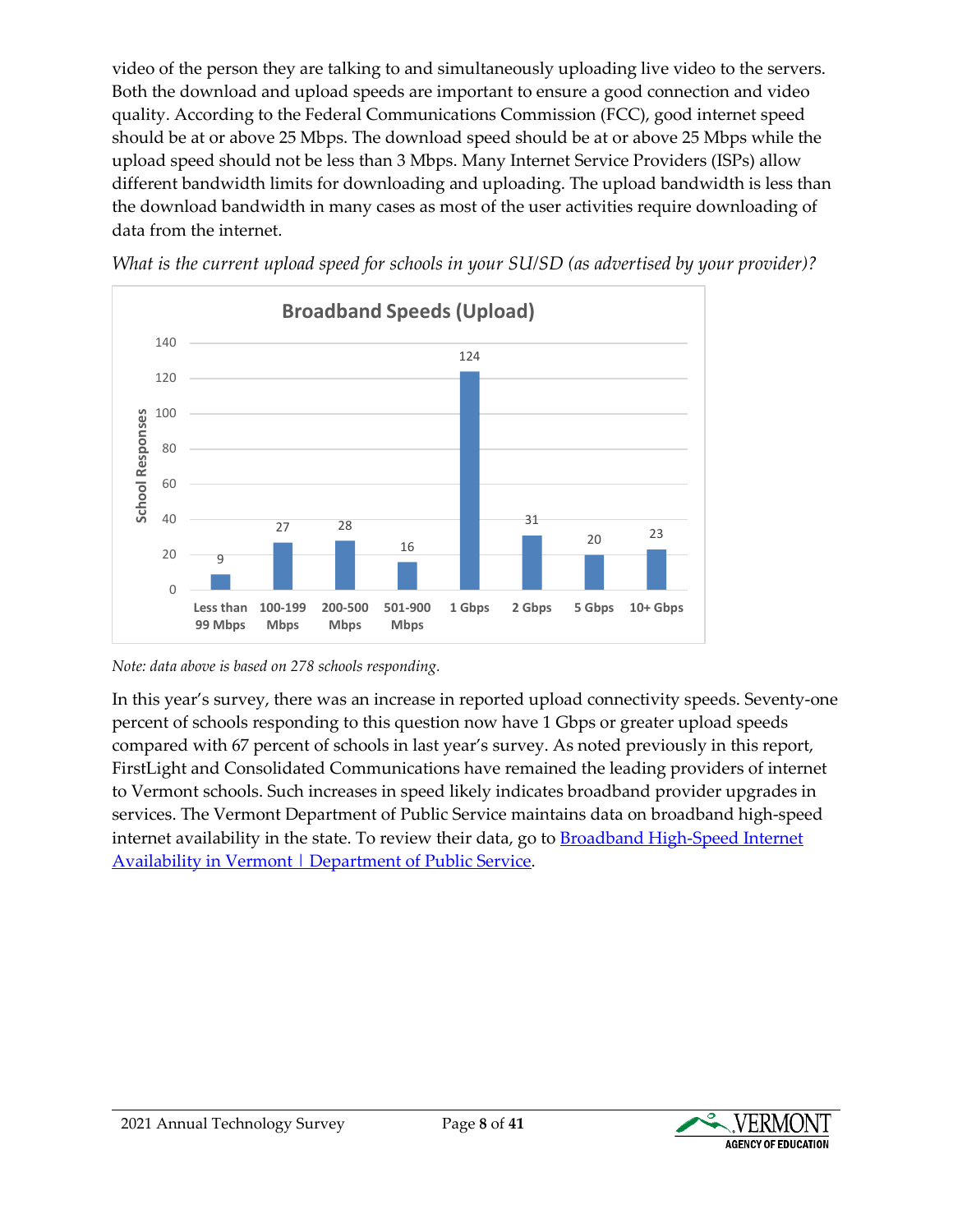video of the person they are talking to and simultaneously uploading live video to the servers. Both the download and upload speeds are important to ensure a good connection and video quality. According to the Federal Communications Commission (FCC), good internet speed should be at or above 25 Mbps. The download speed should be at or above 25 Mbps while the upload speed should not be less than 3 Mbps. Many Internet Service Providers (ISPs) allow different bandwidth limits for downloading and uploading. The upload bandwidth is less than the download bandwidth in many cases as most of the user activities require downloading of data from the internet.

*What is the current upload speed for schools in your SU/SD (as advertised by your provider)?*

**Broadband Speeds (Upload)**

| Upload Speed | School Responses |
|---|---|
| Less than 99 Mbps | 9 |
| 100-199 Mbps | 27 |
| 200-500 Mbps | 28 |
| 501-900 Mbps | 16 |
| 1 Gbps | 124 |
| 2 Gbps | 31 |
| 5 Gbps | 20 |
| 10+ Gbps | 23 |

*Note: data above is based on 278 schools responding.*

In this year's survey, there was an increase in reported upload connectivity speeds. Seventy-one percent of schools responding to this question now have 1 Gbps or greater upload speeds compared with 67 percent of schools in last year's survey. As noted previously in this report, FirstLight and Consolidated Communications have remained the leading providers of internet to Vermont schools. Such increases in speed likely indicates broadband provider upgrades in services. The Vermont Department of Public Service maintains data on broadband high-speed internet availability in the state. To review their data, go to Broadband High-Speed Internet Availability in Vermont | Department of Public Service.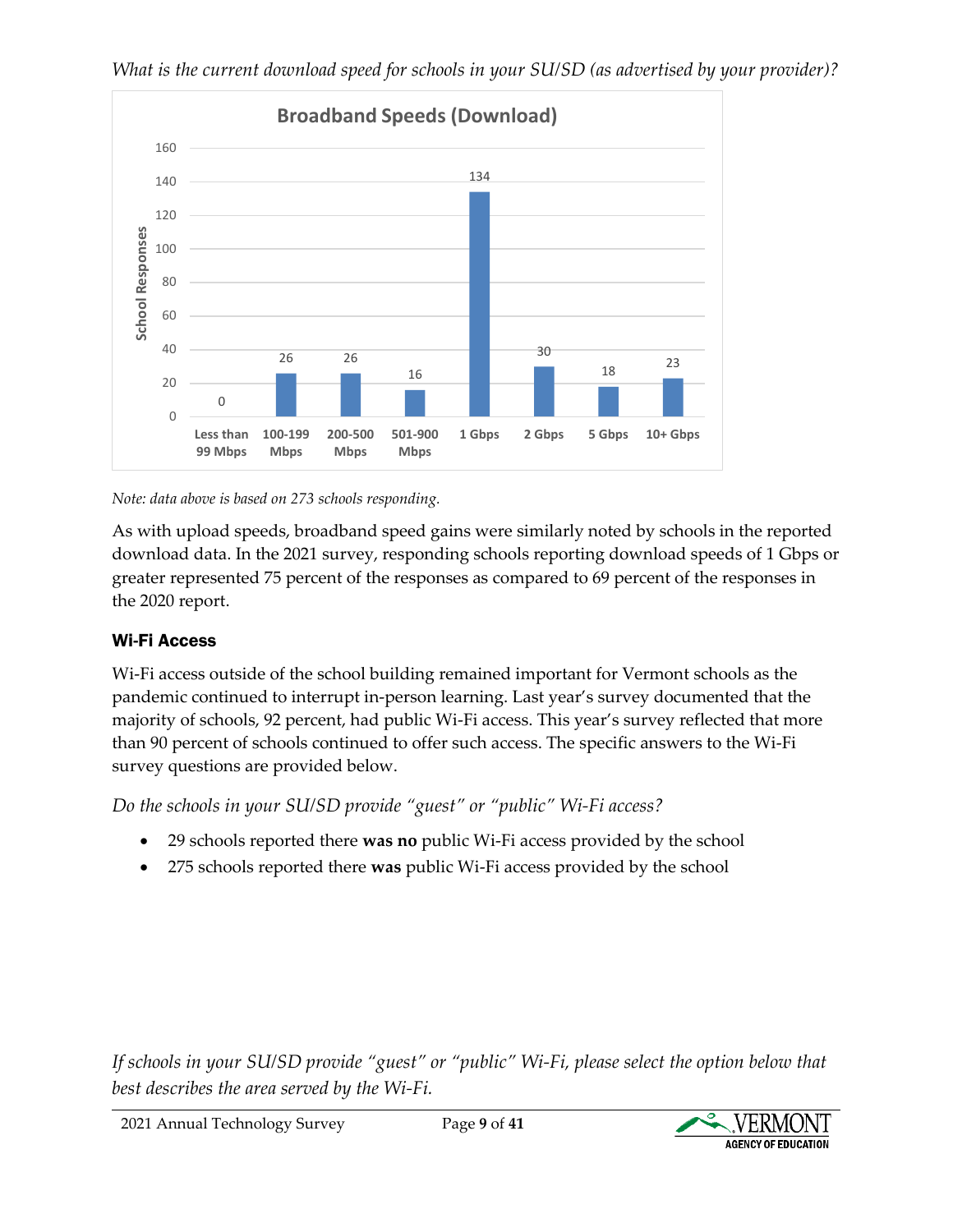*What is the current download speed for schools in your SU/SD (as advertised by your provider)?*

**Broadband Speeds (Download)**

| Download Speed | School Responses |
|---|---|
| Less than 99 Mbps | 0 |
| 100-199 Mbps | 26 |
| 200-500 Mbps | 26 |
| 501-900 Mbps | 16 |
| 1 Gbps | 134 |
| 2 Gbps | 30 |
| 5 Gbps | 18 |
| 10+ Gbps | 23 |

*Note: data above is based on 273 schools responding.*

As with upload speeds, broadband speed gains were similarly noted by schools in the reported download data. In the 2021 survey, responding schools reporting download speeds of 1 Gbps or greater represented 75 percent of the responses as compared to 69 percent of the responses in the 2020 report.

### Wi-Fi Access

Wi-Fi access outside of the school building remained important for Vermont schools as the pandemic continued to interrupt in-person learning. Last year's survey documented that the majority of schools, 92 percent, had public Wi-Fi access. This year's survey reflected that more than 90 percent of schools continued to offer such access. The specific answers to the Wi-Fi survey questions are provided below.

*Do the schools in your SU/SD provide "guest" or "public" Wi-Fi access?*

- 29 schools reported there **was no** public Wi-Fi access provided by the school
- 275 schools reported there **was** public Wi-Fi access provided by the school

*If schools in your SU/SD provide "guest" or "public" Wi-Fi, please select the option below that best describes the area served by the Wi-Fi.*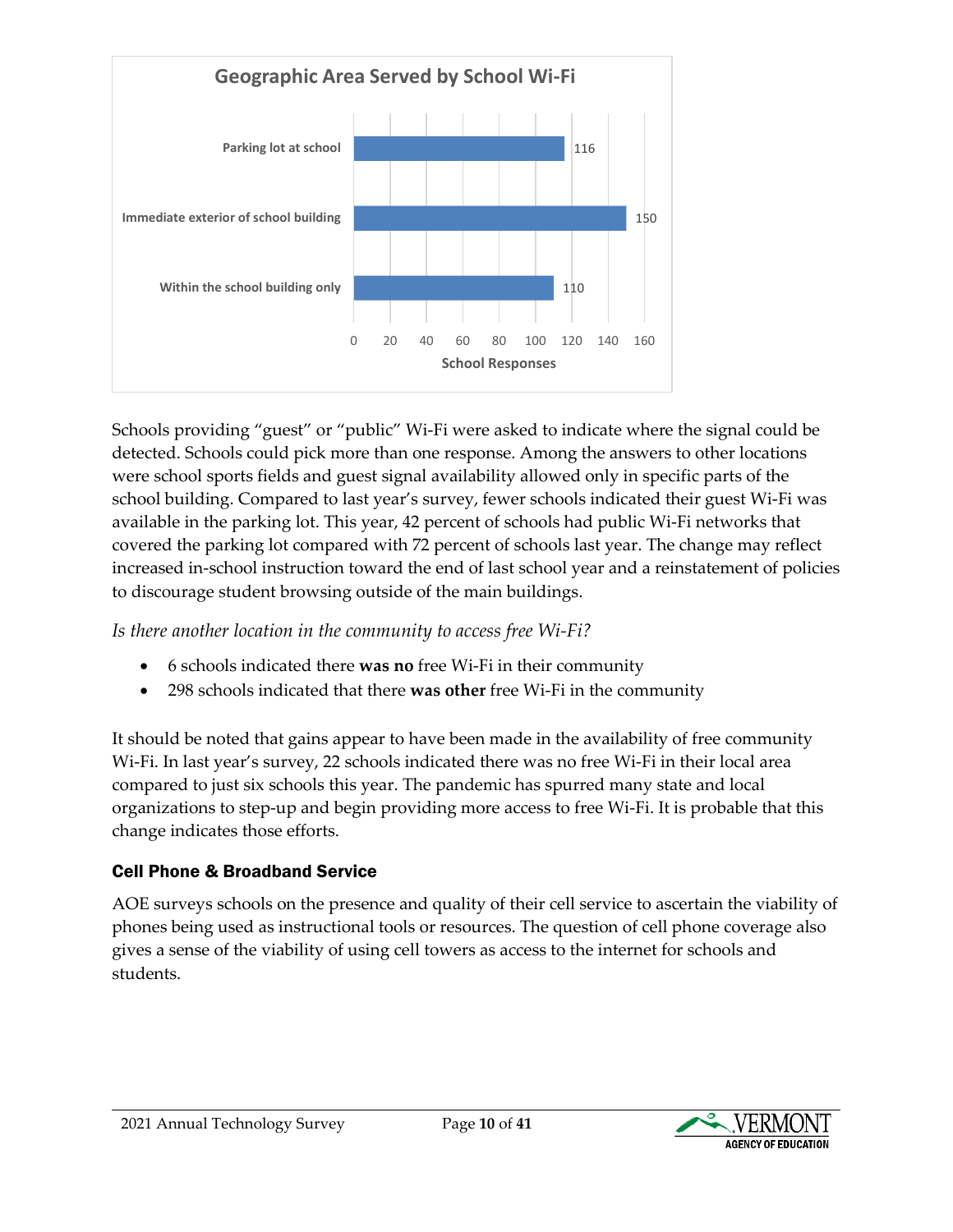**Geographic Area Served by School Wi-Fi**

| Location | School Responses |
| --- | --- |
| Parking lot at school | 116 |
| Immediate exterior of school building | 150 |
| Within the school building only | 110 |

Schools providing “guest” or “public” Wi-Fi were asked to indicate where the signal could be detected. Schools could pick more than one response. Among the answers to other locations were school sports fields and guest signal availability allowed only in specific parts of the school building. Compared to last year’s survey, fewer schools indicated their guest Wi-Fi was available in the parking lot. This year, 42 percent of schools had public Wi-Fi networks that covered the parking lot compared with 72 percent of schools last year. The change may reflect increased in-school instruction toward the end of last school year and a reinstatement of policies to discourage student browsing outside of the main buildings.

*Is there another location in the community to access free Wi-Fi?*

- 6 schools indicated there **was no** free Wi-Fi in their community
- 298 schools indicated that there **was other** free Wi-Fi in the community

It should be noted that gains appear to have been made in the availability of free community Wi-Fi. In last year’s survey, 22 schools indicated there was no free Wi-Fi in their local area compared to just six schools this year. The pandemic has spurred many state and local organizations to step-up and begin providing more access to free Wi-Fi. It is probable that this change indicates those efforts.

### Cell Phone & Broadband Service

AOE surveys schools on the presence and quality of their cell service to ascertain the viability of phones being used as instructional tools or resources. The question of cell phone coverage also gives a sense of the viability of using cell towers as access to the internet for schools and students.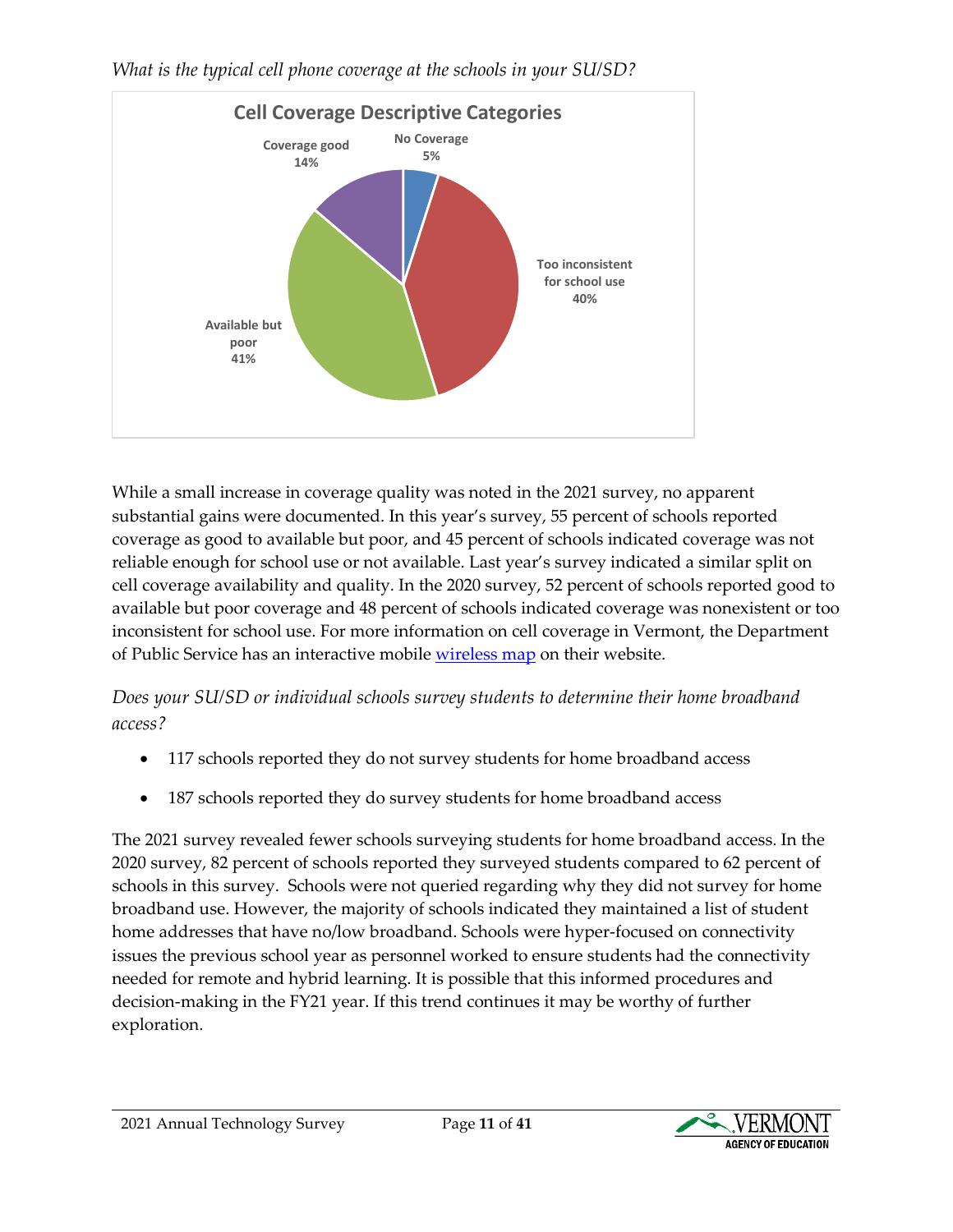*What is the typical cell phone coverage at the schools in your SU/SD?*

Cell Coverage Descriptive Categories

No Coverage
5%

Too inconsistent for school use
40%

Available but poor
41%

Coverage good
14%

While a small increase in coverage quality was noted in the 2021 survey, no apparent substantial gains were documented. In this year's survey, 55 percent of schools reported coverage as good to available but poor, and 45 percent of schools indicated coverage was not reliable enough for school use or not available. Last year's survey indicated a similar split on cell coverage availability and quality. In the 2020 survey, 52 percent of schools reported good to available but poor coverage and 48 percent of schools indicated coverage was nonexistent or too inconsistent for school use. For more information on cell coverage in Vermont, the Department of Public Service has an interactive mobile wireless map on their website.

*Does your SU/SD or individual schools survey students to determine their home broadband access?*

- 117 schools reported they do not survey students for home broadband access
- 187 schools reported they do survey students for home broadband access

The 2021 survey revealed fewer schools surveying students for home broadband access. In the 2020 survey, 82 percent of schools reported they surveyed students compared to 62 percent of schools in this survey. Schools were not queried regarding why they did not survey for home broadband use. However, the majority of schools indicated they maintained a list of student home addresses that have no/low broadband. Schools were hyper-focused on connectivity issues the previous school year as personnel worked to ensure students had the connectivity needed for remote and hybrid learning. It is possible that this informed procedures and decision-making in the FY21 year. If this trend continues it may be worthy of further exploration.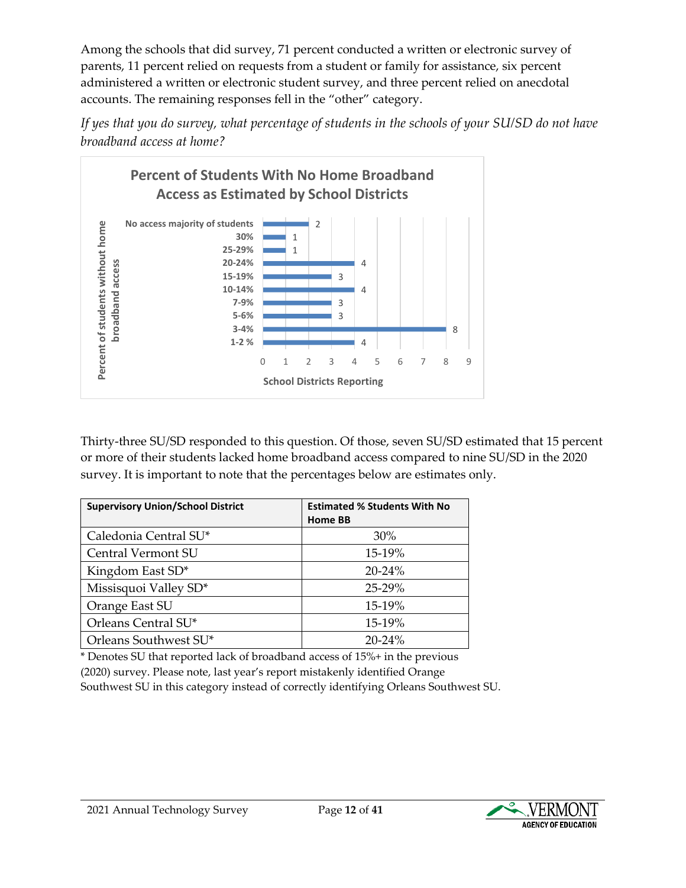Among the schools that did survey, 71 percent conducted a written or electronic survey of parents, 11 percent relied on requests from a student or family for assistance, six percent administered a written or electronic student survey, and three percent relied on anecdotal accounts. The remaining responses fell in the “other” category.

*If yes that you do survey, what percentage of students in the schools of your SU/SD do not have broadband access at home?*

Percent of Students With No Home Broadband Access as Estimated by School Districts

Percent of students without home broadband access

No access majority of students 2
30% 1
25-29% 1
20-24% 4
15-19% 3
10-14% 4
7-9% 3
5-6% 3
3-4% 8
1-2 % 4

0 1 2 3 4 5 6 7 8 9

School Districts Reporting

Thirty-three SU/SD responded to this question. Of those, seven SU/SD estimated that 15 percent or more of their students lacked home broadband access compared to nine SU/SD in the 2020 survey. It is important to note that the percentages below are estimates only.

| Supervisory Union/School District | Estimated % Students With No Home BB |
|---|---|
| Caledonia Central SU* | 30% |
| Central Vermont SU | 15-19% |
| Kingdom East SD* | 20-24% |
| Missisquoi Valley SD* | 25-29% |
| Orange East SU | 15-19% |
| Orleans Central SU* | 15-19% |
| Orleans Southwest SU* | 20-24% |

* Denotes SU that reported lack of broadband access of 15%+ in the previous (2020) survey. Please note, last year’s report mistakenly identified Orange Southwest SU in this category instead of correctly identifying Orleans Southwest SU.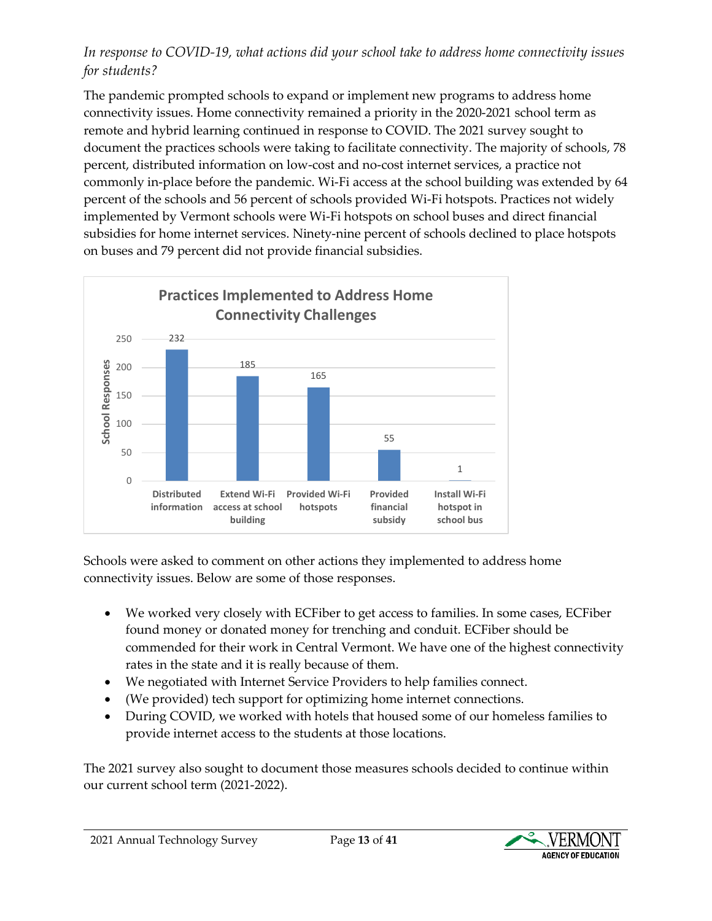*In response to COVID-19, what actions did your school take to address home connectivity issues for students?*

The pandemic prompted schools to expand or implement new programs to address home connectivity issues. Home connectivity remained a priority in the 2020-2021 school term as remote and hybrid learning continued in response to COVID. The 2021 survey sought to document the practices schools were taking to facilitate connectivity. The majority of schools, 78 percent, distributed information on low-cost and no-cost internet services, a practice not commonly in-place before the pandemic. Wi-Fi access at the school building was extended by 64 percent of the schools and 56 percent of schools provided Wi-Fi hotspots. Practices not widely implemented by Vermont schools were Wi-Fi hotspots on school buses and direct financial subsidies for home internet services. Ninety-nine percent of schools declined to place hotspots on buses and 79 percent did not provide financial subsidies.

Practices Implemented to Address Home Connectivity Challenges

School Responses

250
200
150
100
50
0

232
185
165
55
1

Distributed information
Extend Wi-Fi access at school building
Provided Wi-Fi hotspots
Provided financial subsidy
Install Wi-Fi hotspot in school bus

Schools were asked to comment on other actions they implemented to address home connectivity issues. Below are some of those responses.

- We worked very closely with ECFiber to get access to families. In some cases, ECFiber found money or donated money for trenching and conduit. ECFiber should be commended for their work in Central Vermont. We have one of the highest connectivity rates in the state and it is really because of them.
- We negotiated with Internet Service Providers to help families connect.
- (We provided) tech support for optimizing home internet connections.
- During COVID, we worked with hotels that housed some of our homeless families to provide internet access to the students at those locations.

The 2021 survey also sought to document those measures schools decided to continue within our current school term (2021-2022).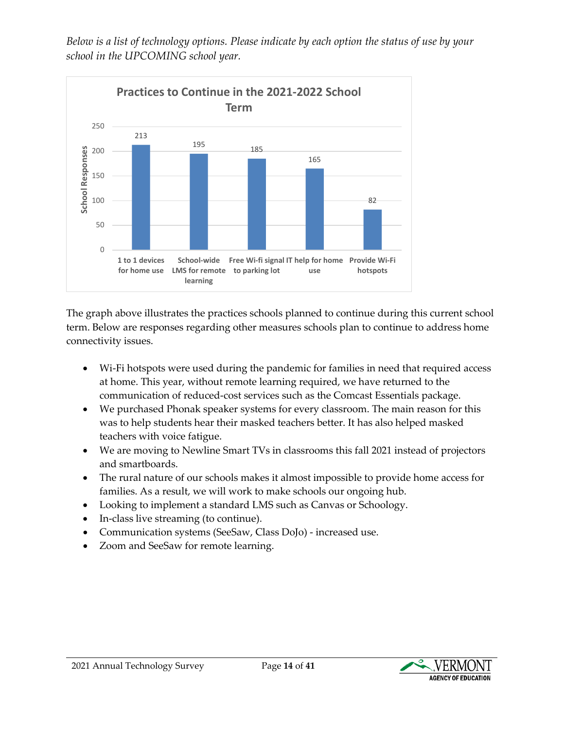*Below is a list of technology options. Please indicate by each option the status of use by your school in the UPCOMING school year.*

Practices to Continue in the 2021-2022 School Term

School Responses

250
200
150
100
50
0

213
195
185
165
82

1 to 1 devices for home use
School-wide LMS for remote learning
Free Wi-fi signal to parking lot
IT help for home use
Provide Wi-Fi hotspots

The graph above illustrates the practices schools planned to continue during this current school term. Below are responses regarding other measures schools plan to continue to address home connectivity issues.

- Wi-Fi hotspots were used during the pandemic for families in need that required access at home. This year, without remote learning required, we have returned to the communication of reduced-cost services such as the Comcast Essentials package.
- We purchased Phonak speaker systems for every classroom. The main reason for this was to help students hear their masked teachers better. It has also helped masked teachers with voice fatigue.
- We are moving to Newline Smart TVs in classrooms this fall 2021 instead of projectors and smartboards.
- The rural nature of our schools makes it almost impossible to provide home access for families. As a result, we will work to make schools our ongoing hub.
- Looking to implement a standard LMS such as Canvas or Schoology.
- In-class live streaming (to continue).
- Communication systems (SeeSaw, Class DoJo) - increased use.
- Zoom and SeeSaw for remote learning.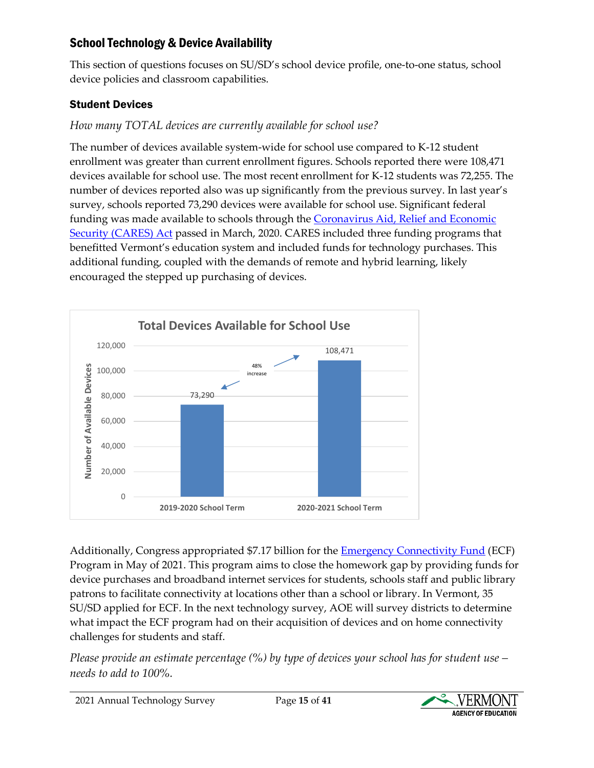## School Technology & Device Availability

This section of questions focuses on SU/SD's school device profile, one-to-one status, school device policies and classroom capabilities.

### Student Devices

*How many TOTAL devices are currently available for school use?*

The number of devices available system-wide for school use compared to K-12 student enrollment was greater than current enrollment figures. Schools reported there were 108,471 devices available for school use. The most recent enrollment for K-12 students was 72,255. The number of devices reported also was up significantly from the previous survey. In last year's survey, schools reported 73,290 devices were available for school use. Significant federal funding was made available to schools through the Coronavirus Aid, Relief and Economic Security (CARES) Act passed in March, 2020. CARES included three funding programs that benefitted Vermont's education system and included funds for technology purchases. This additional funding, coupled with the demands of remote and hybrid learning, likely encouraged the stepped up purchasing of devices.

Total Devices Available for School Use

Number of Available Devices

120,000
100,000
80,000
60,000
40,000
20,000
0

73,290

48% increase

108,471

2019-2020 School Term

2020-2021 School Term

Additionally, Congress appropriated $7.17 billion for the Emergency Connectivity Fund (ECF) Program in May of 2021. This program aims to close the homework gap by providing funds for device purchases and broadband internet services for students, schools staff and public library patrons to facilitate connectivity at locations other than a school or library. In Vermont, 35 SU/SD applied for ECF. In the next technology survey, AOE will survey districts to determine what impact the ECF program had on their acquisition of devices and on home connectivity challenges for students and staff.

*Please provide an estimate percentage (%) by type of devices your school has for student use – needs to add to 100%.*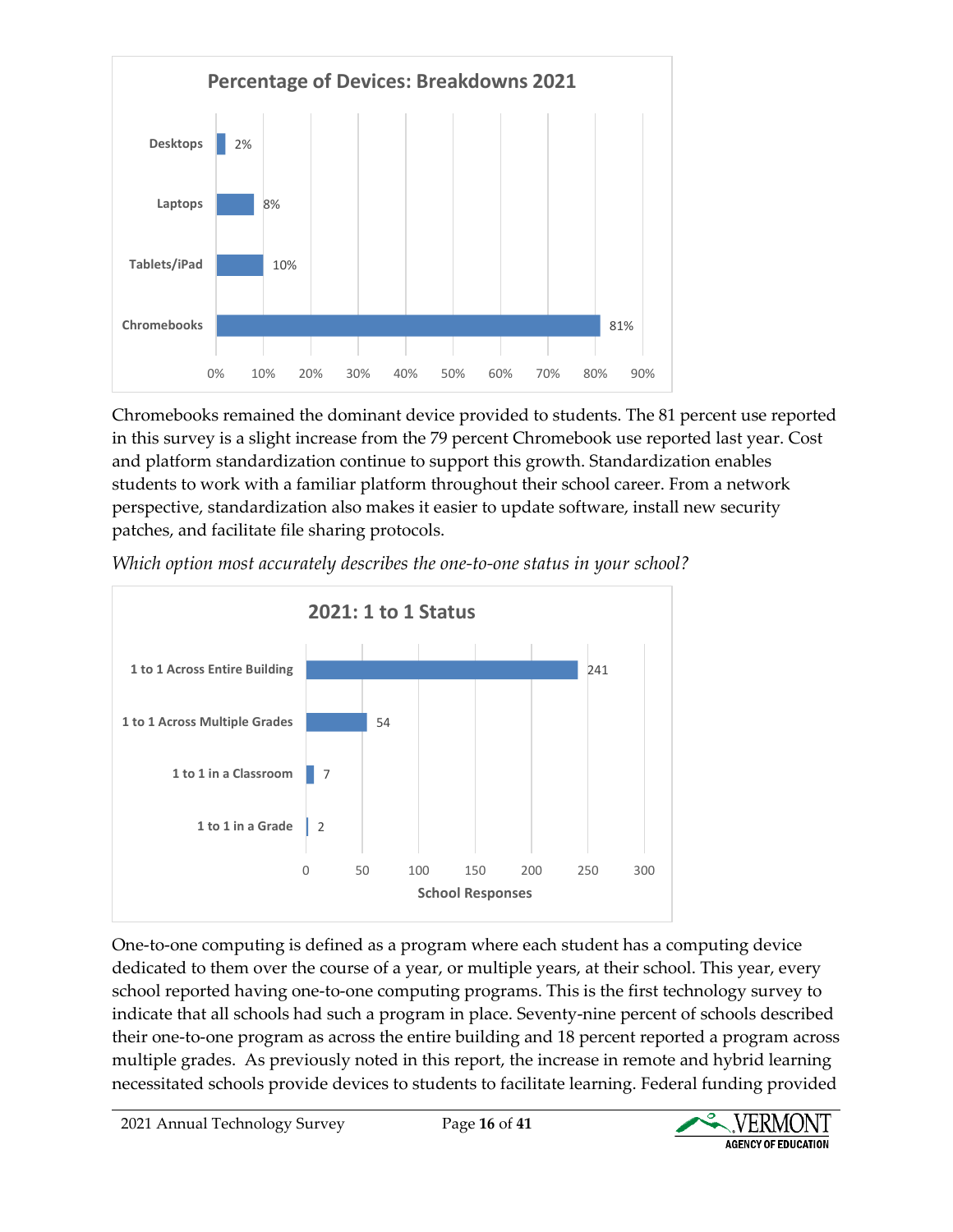Percentage of Devices: Breakdowns 2021

Desktops 2%
Laptops 8%
Tablets/iPad 10%
Chromebooks 81%

0% 10% 20% 30% 40% 50% 60% 70% 80% 90%

Chromebooks remained the dominant device provided to students. The 81 percent use reported in this survey is a slight increase from the 79 percent Chromebook use reported last year. Cost and platform standardization continue to support this growth. Standardization enables students to work with a familiar platform throughout their school career. From a network perspective, standardization also makes it easier to update software, install new security patches, and facilitate file sharing protocols.

*Which option most accurately describes the one-to-one status in your school?*

2021: 1 to 1 Status

1 to 1 Across Entire Building 241
1 to 1 Across Multiple Grades 54
1 to 1 in a Classroom 7
1 to 1 in a Grade 2

0 50 100 150 200 250 300

School Responses

One-to-one computing is defined as a program where each student has a computing device dedicated to them over the course of a year, or multiple years, at their school. This year, every school reported having one-to-one computing programs. This is the first technology survey to indicate that all schools had such a program in place. Seventy-nine percent of schools described their one-to-one program as across the entire building and 18 percent reported a program across multiple grades. As previously noted in this report, the increase in remote and hybrid learning necessitated schools provide devices to students to facilitate learning. Federal funding provided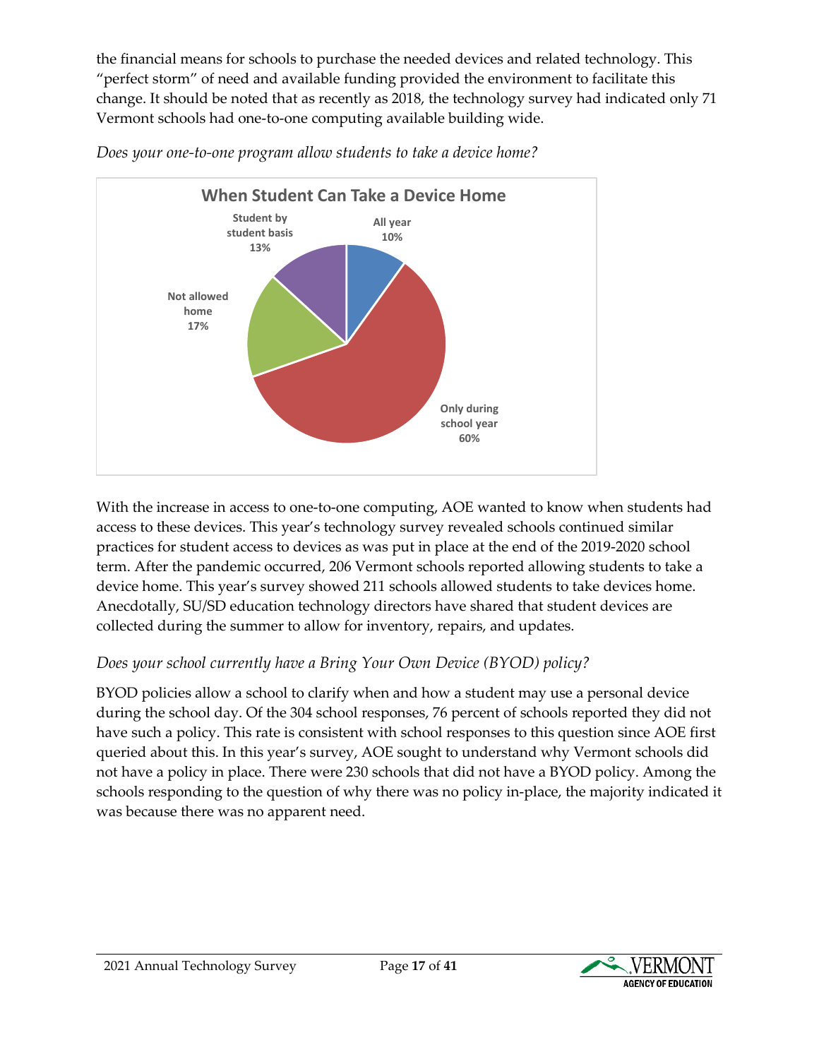the financial means for schools to purchase the needed devices and related technology. This "perfect storm" of need and available funding provided the environment to facilitate this change. It should be noted that as recently as 2018, the technology survey had indicated only 71 Vermont schools had one-to-one computing available building wide.

*Does your one-to-one program allow students to take a device home?*

When Student Can Take a Device Home

Student by student basis 13%

All year 10%

Not allowed home 17%

Only during school year 60%

With the increase in access to one-to-one computing, AOE wanted to know when students had access to these devices. This year's technology survey revealed schools continued similar practices for student access to devices as was put in place at the end of the 2019-2020 school term. After the pandemic occurred, 206 Vermont schools reported allowing students to take a device home. This year's survey showed 211 schools allowed students to take devices home. Anecdotally, SU/SD education technology directors have shared that student devices are collected during the summer to allow for inventory, repairs, and updates.

## *Does your school currently have a Bring Your Own Device (BYOD) policy?*

BYOD policies allow a school to clarify when and how a student may use a personal device during the school day. Of the 304 school responses, 76 percent of schools reported they did not have such a policy. This rate is consistent with school responses to this question since AOE first queried about this. In this year's survey, AOE sought to understand why Vermont schools did not have a policy in place. There were 230 schools that did not have a BYOD policy. Among the schools responding to the question of why there was no policy in-place, the majority indicated it was because there was no apparent need.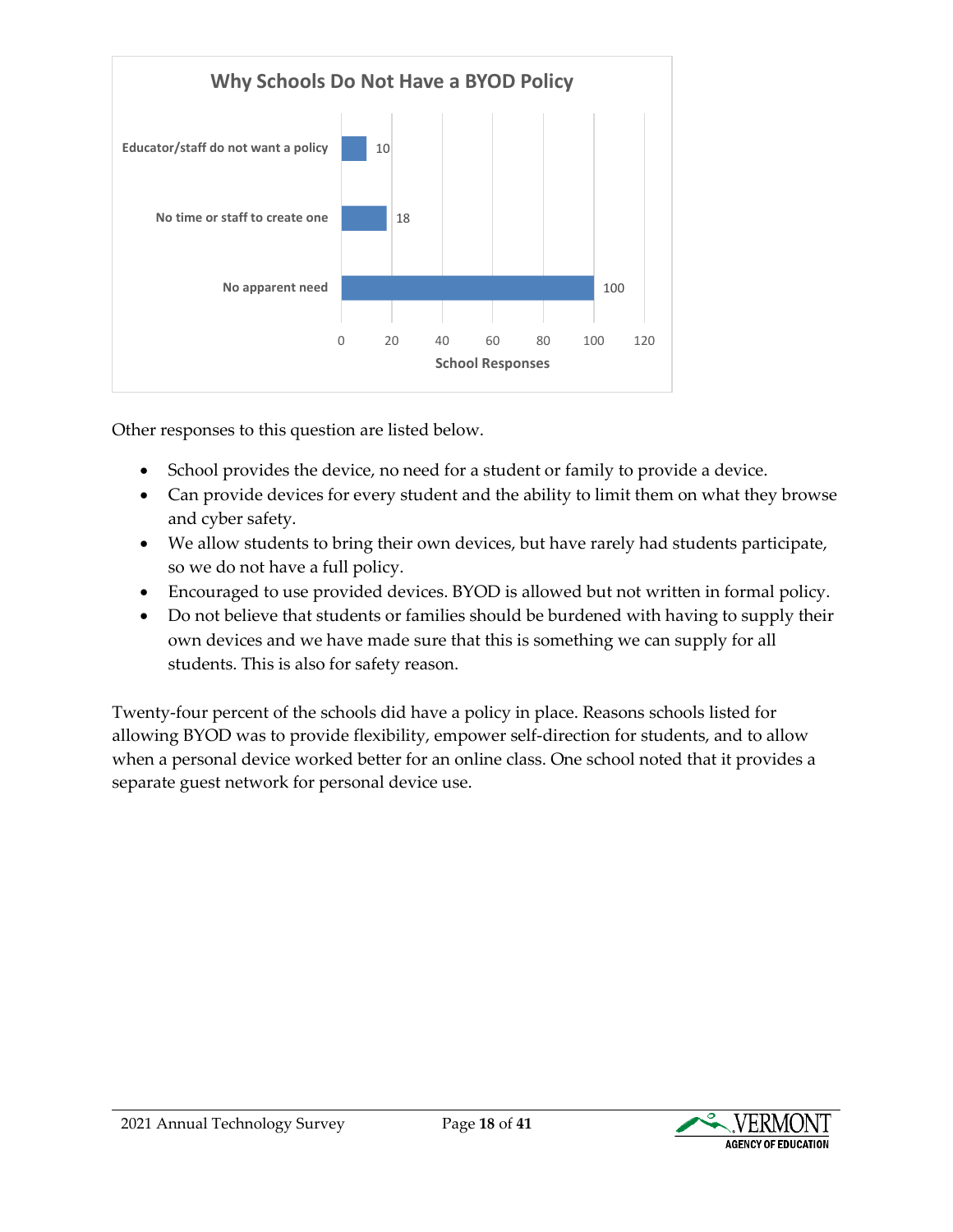Why Schools Do Not Have a BYOD Policy

Educator/staff do not want a policy 10

No time or staff to create one 18

No apparent need 100

0 20 40 60 80 100 120

School Responses

Other responses to this question are listed below.

- School provides the device, no need for a student or family to provide a device.
- Can provide devices for every student and the ability to limit them on what they browse and cyber safety.
- We allow students to bring their own devices, but have rarely had students participate, so we do not have a full policy.
- Encouraged to use provided devices. BYOD is allowed but not written in formal policy.
- Do not believe that students or families should be burdened with having to supply their own devices and we have made sure that this is something we can supply for all students. This is also for safety reason.

Twenty-four percent of the schools did have a policy in place. Reasons schools listed for allowing BYOD was to provide flexibility, empower self-direction for students, and to allow when a personal device worked better for an online class. One school noted that it provides a separate guest network for personal device use.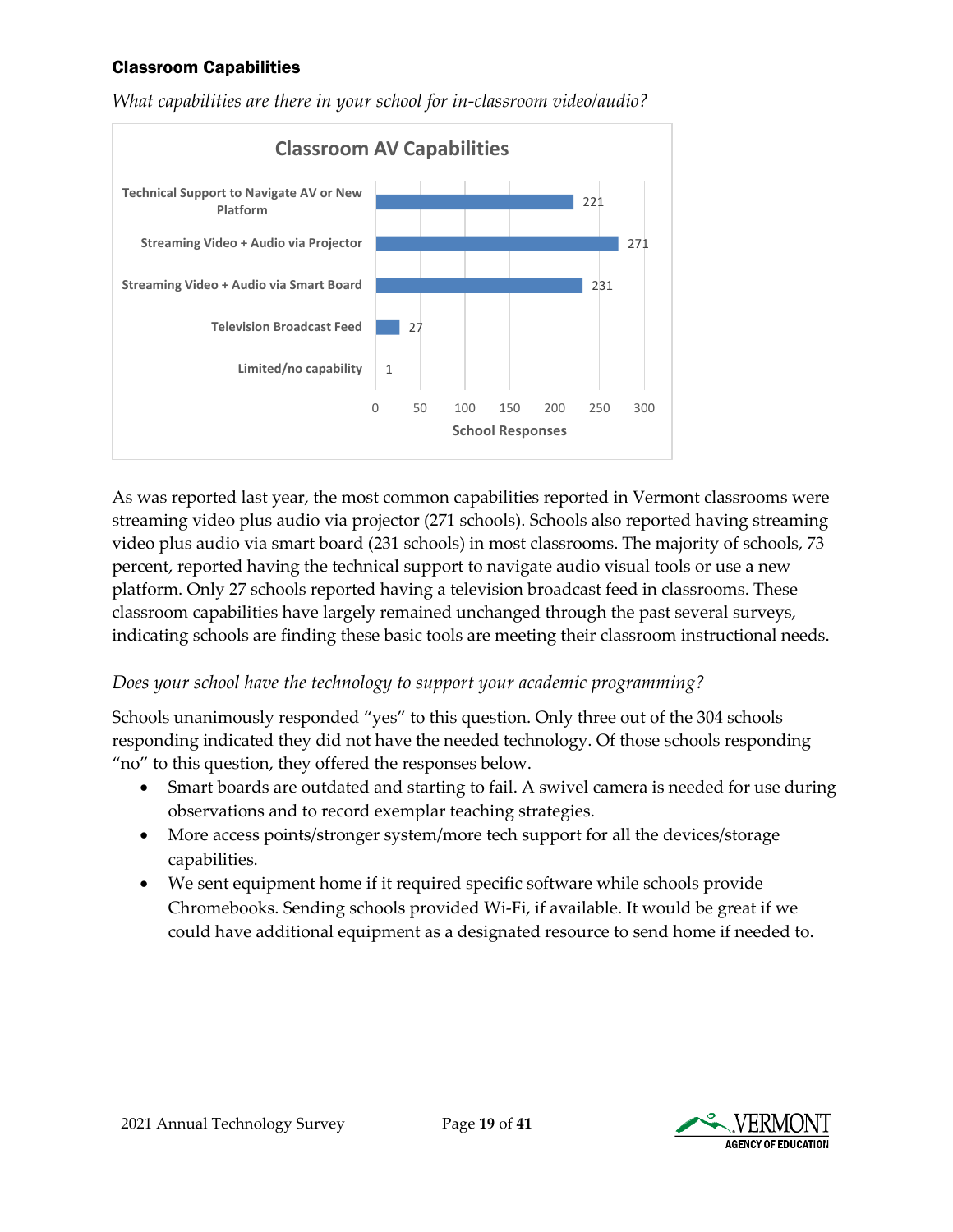### Classroom Capabilities

*What capabilities are there in your school for in-classroom video/audio?*

Classroom AV Capabilities

Technical Support to Navigate AV or New Platform
221
Streaming Video + Audio via Projector
271
Streaming Video + Audio via Smart Board
231
Television Broadcast Feed
27
Limited/no capability
1

0
50
100
150
200
250
300

School Responses

As was reported last year, the most common capabilities reported in Vermont classrooms were streaming video plus audio via projector (271 schools). Schools also reported having streaming video plus audio via smart board (231 schools) in most classrooms. The majority of schools, 73 percent, reported having the technical support to navigate audio visual tools or use a new platform. Only 27 schools reported having a television broadcast feed in classrooms. These classroom capabilities have largely remained unchanged through the past several surveys, indicating schools are finding these basic tools are meeting their classroom instructional needs.

*Does your school have the technology to support your academic programming?*

Schools unanimously responded "yes" to this question. Only three out of the 304 schools responding indicated they did not have the needed technology. Of those schools responding "no" to this question, they offered the responses below.

- Smart boards are outdated and starting to fail. A swivel camera is needed for use during observations and to record exemplar teaching strategies.
- More access points/stronger system/more tech support for all the devices/storage capabilities.
- We sent equipment home if it required specific software while schools provide Chromebooks. Sending schools provided Wi-Fi, if available. It would be great if we could have additional equipment as a designated resource to send home if needed to.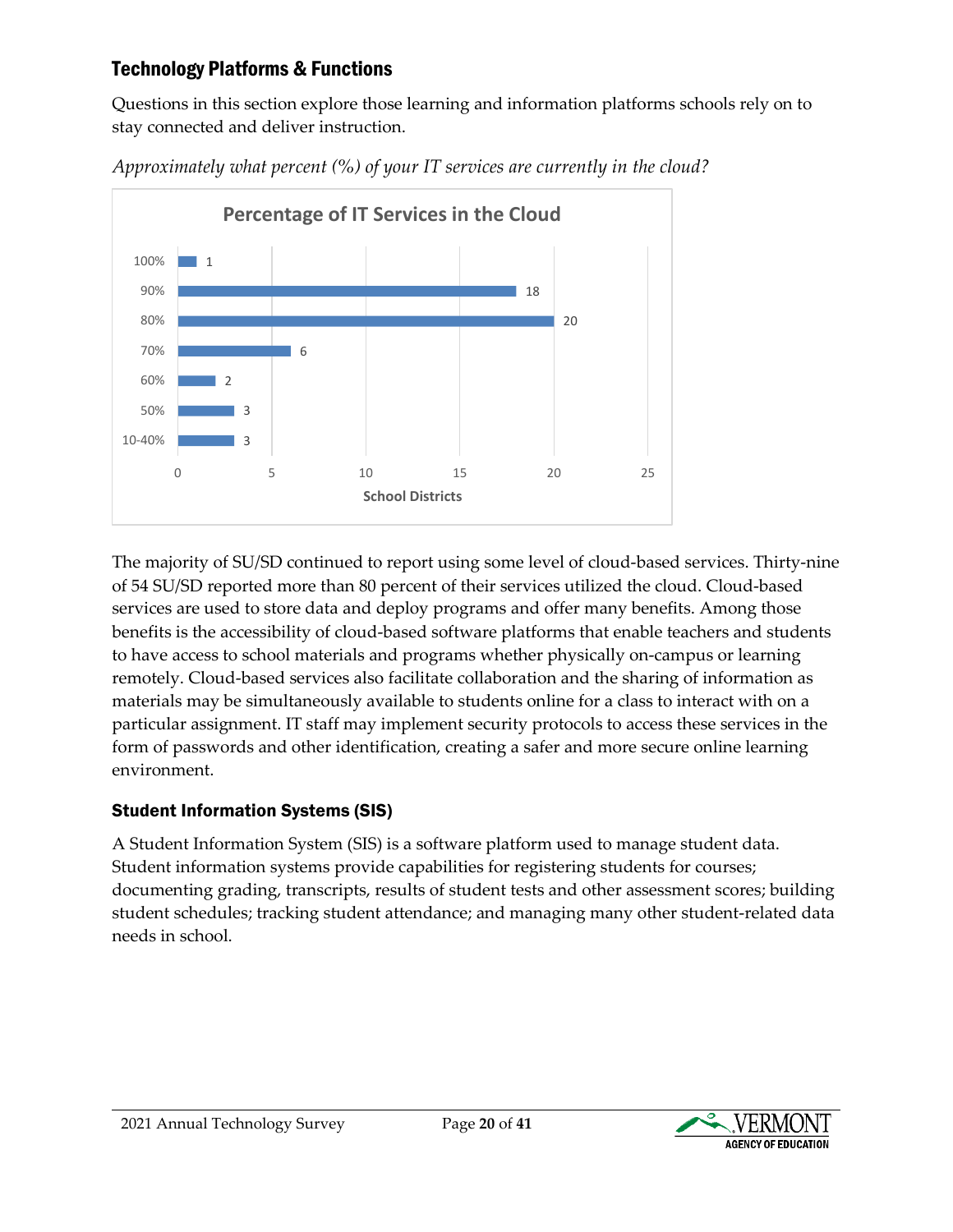## Technology Platforms & Functions

Questions in this section explore those learning and information platforms schools rely on to stay connected and deliver instruction.

*Approximately what percent (%) of your IT services are currently in the cloud?*

Percentage of IT Services in the Cloud

100% 1
90% 18
80% 20
70% 6
60% 2
50% 3
10-40% 3

0 5 10 15 20 25

School Districts

The majority of SU/SD continued to report using some level of cloud-based services. Thirty-nine of 54 SU/SD reported more than 80 percent of their services utilized the cloud. Cloud-based services are used to store data and deploy programs and offer many benefits. Among those benefits is the accessibility of cloud-based software platforms that enable teachers and students to have access to school materials and programs whether physically on-campus or learning remotely. Cloud-based services also facilitate collaboration and the sharing of information as materials may be simultaneously available to students online for a class to interact with on a particular assignment. IT staff may implement security protocols to access these services in the form of passwords and other identification, creating a safer and more secure online learning environment.

### Student Information Systems (SIS)

A Student Information System (SIS) is a software platform used to manage student data. Student information systems provide capabilities for registering students for courses; documenting grading, transcripts, results of student tests and other assessment scores; building student schedules; tracking student attendance; and managing many other student-related data needs in school.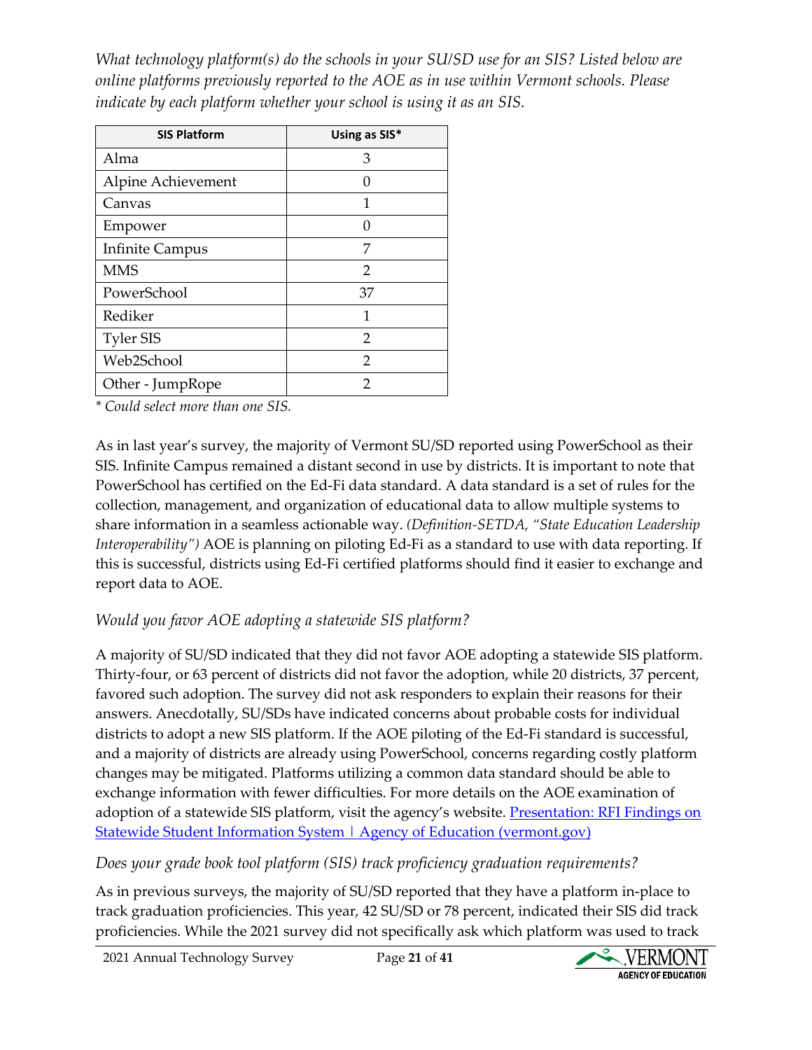*What technology platform(s) do the schools in your SU/SD use for an SIS? Listed below are online platforms previously reported to the AOE as in use within Vermont schools. Please indicate by each platform whether your school is using it as an SIS.*

| SIS Platform | Using as SIS* |
|---|---|
| Alma | 3 |
| Alpine Achievement | 0 |
| Canvas | 1 |
| Empower | 0 |
| Infinite Campus | 7 |
| MMS | 2 |
| PowerSchool | 37 |
| Rediker | 1 |
| Tyler SIS | 2 |
| Web2School | 2 |
| Other - JumpRope | 2 |

* *Could select more than one SIS.*

As in last year's survey, the majority of Vermont SU/SD reported using PowerSchool as their SIS. Infinite Campus remained a distant second in use by districts. It is important to note that PowerSchool has certified on the Ed-Fi data standard. A data standard is a set of rules for the collection, management, and organization of educational data to allow multiple systems to share information in a seamless actionable way. *(Definition-SETDA, "State Education Leadership Interoperability")* AOE is planning on piloting Ed-Fi as a standard to use with data reporting. If this is successful, districts using Ed-Fi certified platforms should find it easier to exchange and report data to AOE.

*Would you favor AOE adopting a statewide SIS platform?*

A majority of SU/SD indicated that they did not favor AOE adopting a statewide SIS platform. Thirty-four, or 63 percent of districts did not favor the adoption, while 20 districts, 37 percent, favored such adoption. The survey did not ask responders to explain their reasons for their answers. Anecdotally, SU/SDs have indicated concerns about probable costs for individual districts to adopt a new SIS platform. If the AOE piloting of the Ed-Fi standard is successful, and a majority of districts are already using PowerSchool, concerns regarding costly platform changes may be mitigated. Platforms utilizing a common data standard should be able to exchange information with fewer difficulties. For more details on the AOE examination of adoption of a statewide SIS platform, visit the agency's website. [Presentation: RFI Findings on Statewide Student Information System | Agency of Education (vermont.gov)]()

*Does your grade book tool platform (SIS) track proficiency graduation requirements?*

As in previous surveys, the majority of SU/SD reported that they have a platform in-place to track graduation proficiencies. This year, 42 SU/SD or 78 percent, indicated their SIS did track proficiencies. While the 2021 survey did not specifically ask which platform was used to track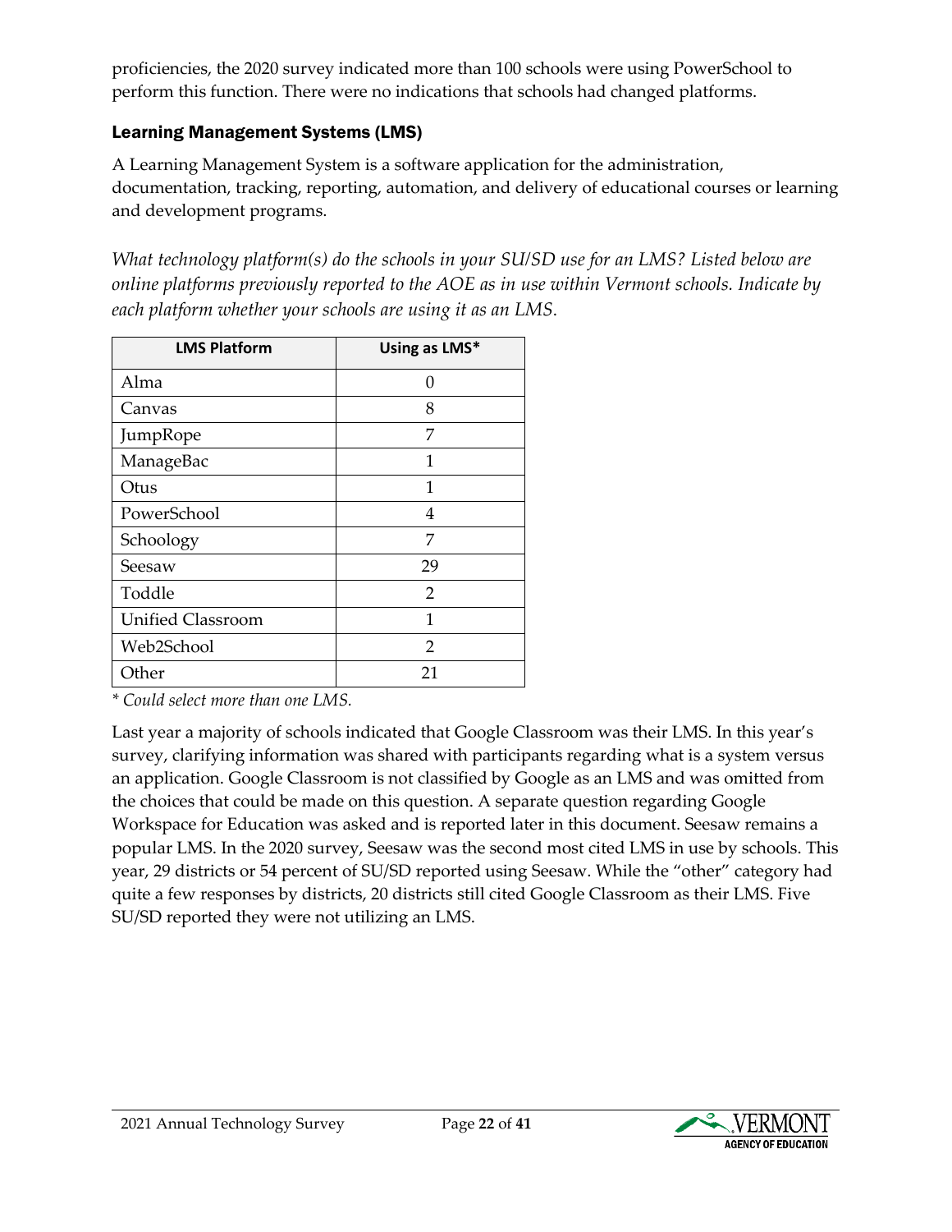proficiencies, the 2020 survey indicated more than 100 schools were using PowerSchool to perform this function. There were no indications that schools had changed platforms.

### Learning Management Systems (LMS)

A Learning Management System is a software application for the administration, documentation, tracking, reporting, automation, and delivery of educational courses or learning and development programs.

*What technology platform(s) do the schools in your SU/SD use for an LMS? Listed below are online platforms previously reported to the AOE as in use within Vermont schools. Indicate by each platform whether your schools are using it as an LMS.*

| LMS Platform | Using as LMS* |
|---|---|
| Alma | 0 |
| Canvas | 8 |
| JumpRope | 7 |
| ManageBac | 1 |
| Otus | 1 |
| PowerSchool | 4 |
| Schoology | 7 |
| Seesaw | 29 |
| Toddle | 2 |
| Unified Classroom | 1 |
| Web2School | 2 |
| Other | 21 |

*\* Could select more than one LMS.*

Last year a majority of schools indicated that Google Classroom was their LMS. In this year's survey, clarifying information was shared with participants regarding what is a system versus an application. Google Classroom is not classified by Google as an LMS and was omitted from the choices that could be made on this question. A separate question regarding Google Workspace for Education was asked and is reported later in this document. Seesaw remains a popular LMS. In the 2020 survey, Seesaw was the second most cited LMS in use by schools. This year, 29 districts or 54 percent of SU/SD reported using Seesaw. While the "other" category had quite a few responses by districts, 20 districts still cited Google Classroom as their LMS. Five SU/SD reported they were not utilizing an LMS.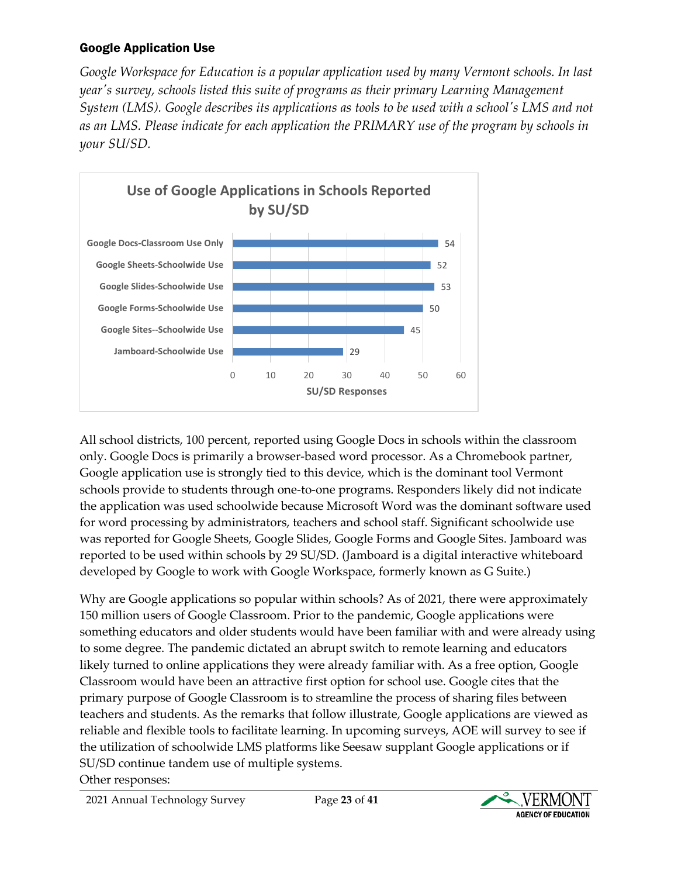### Google Application Use

*Google Workspace for Education is a popular application used by many Vermont schools. In last year's survey, schools listed this suite of programs as their primary Learning Management System (LMS). Google describes its applications as tools to be used with a school's LMS and not as an LMS. Please indicate for each application the PRIMARY use of the program by schools in your SU/SD.*

Use of Google Applications in Schools Reported by SU/SD

Google Docs-Classroom Use Only 54
Google Sheets-Schoolwide Use 52
Google Slides-Schoolwide Use 53
Google Forms-Schoolwide Use 50
Google Sites--Schoolwide Use 45
Jamboard-Schoolwide Use 29

0 10 20 30 40 50 60
SU/SD Responses

All school districts, 100 percent, reported using Google Docs in schools within the classroom only. Google Docs is primarily a browser-based word processor. As a Chromebook partner, Google application use is strongly tied to this device, which is the dominant tool Vermont schools provide to students through one-to-one programs. Responders likely did not indicate the application was used schoolwide because Microsoft Word was the dominant software used for word processing by administrators, teachers and school staff. Significant schoolwide use was reported for Google Sheets, Google Slides, Google Forms and Google Sites. Jamboard was reported to be used within schools by 29 SU/SD. (Jamboard is a digital interactive whiteboard developed by Google to work with Google Workspace, formerly known as G Suite.)

Why are Google applications so popular within schools? As of 2021, there were approximately 150 million users of Google Classroom. Prior to the pandemic, Google applications were something educators and older students would have been familiar with and were already using to some degree. The pandemic dictated an abrupt switch to remote learning and educators likely turned to online applications they were already familiar with. As a free option, Google Classroom would have been an attractive first option for school use. Google cites that the primary purpose of Google Classroom is to streamline the process of sharing files between teachers and students. As the remarks that follow illustrate, Google applications are viewed as reliable and flexible tools to facilitate learning. In upcoming surveys, AOE will survey to see if the utilization of schoolwide LMS platforms like Seesaw supplant Google applications or if SU/SD continue tandem use of multiple systems.

Other responses: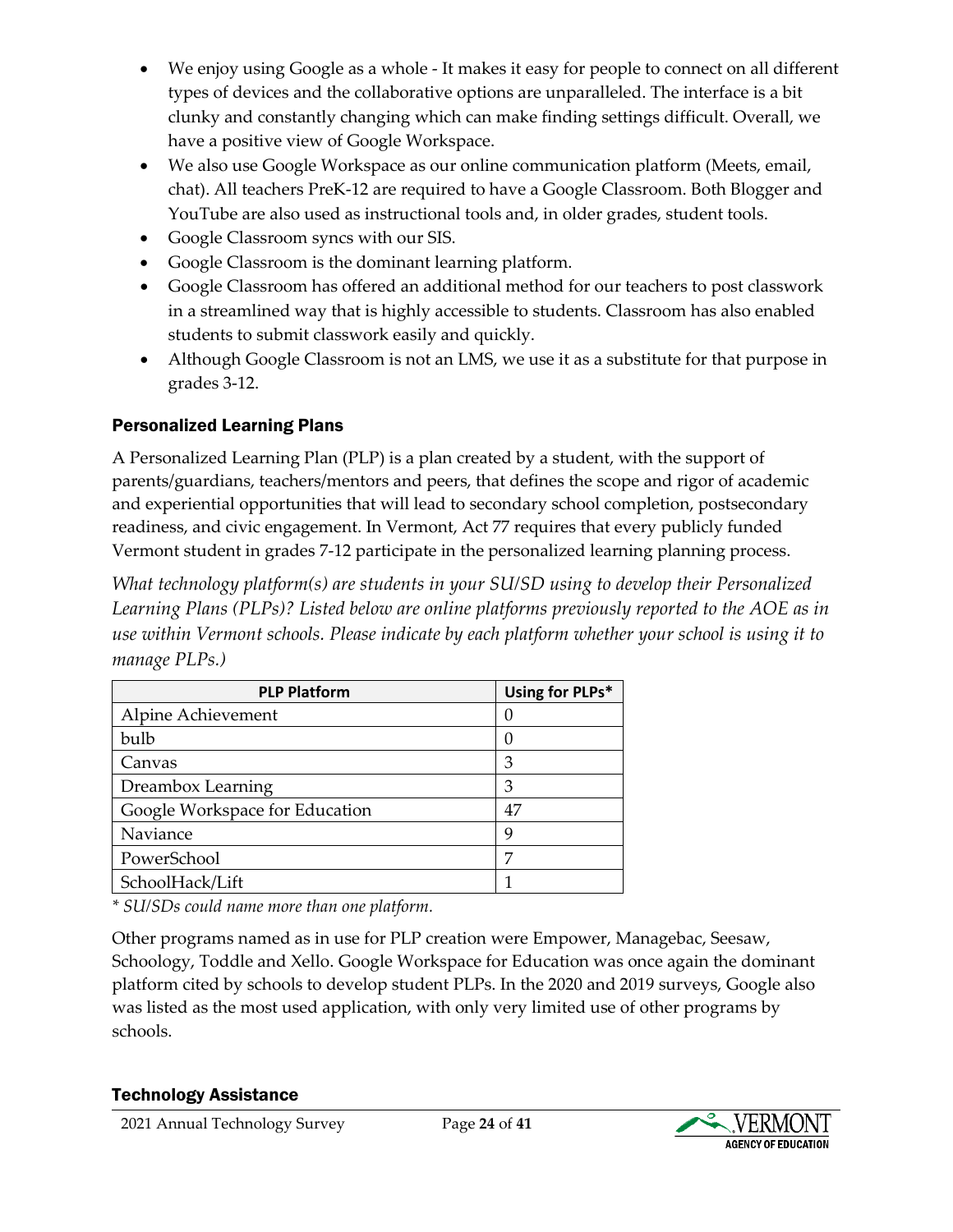- We enjoy using Google as a whole - It makes it easy for people to connect on all different types of devices and the collaborative options are unparalleled. The interface is a bit clunky and constantly changing which can make finding settings difficult. Overall, we have a positive view of Google Workspace.
- We also use Google Workspace as our online communication platform (Meets, email, chat). All teachers PreK-12 are required to have a Google Classroom. Both Blogger and YouTube are also used as instructional tools and, in older grades, student tools.
- Google Classroom syncs with our SIS.
- Google Classroom is the dominant learning platform.
- Google Classroom has offered an additional method for our teachers to post classwork in a streamlined way that is highly accessible to students. Classroom has also enabled students to submit classwork easily and quickly.
- Although Google Classroom is not an LMS, we use it as a substitute for that purpose in grades 3-12.

### Personalized Learning Plans

A Personalized Learning Plan (PLP) is a plan created by a student, with the support of parents/guardians, teachers/mentors and peers, that defines the scope and rigor of academic and experiential opportunities that will lead to secondary school completion, postsecondary readiness, and civic engagement. In Vermont, Act 77 requires that every publicly funded Vermont student in grades 7-12 participate in the personalized learning planning process.

*What technology platform(s) are students in your SU/SD using to develop their Personalized Learning Plans (PLPs)? Listed below are online platforms previously reported to the AOE as in use within Vermont schools. Please indicate by each platform whether your school is using it to manage PLPs.)*

| PLP Platform | Using for PLPs* |
|---|---|
| Alpine Achievement | 0 |
| bulb | 0 |
| Canvas | 3 |
| Dreambox Learning | 3 |
| Google Workspace for Education | 47 |
| Naviance | 9 |
| PowerSchool | 7 |
| SchoolHack/Lift | 1 |

*\* SU/SDs could name more than one platform.*

Other programs named as in use for PLP creation were Empower, Managebac, Seesaw, Schoology, Toddle and Xello. Google Workspace for Education was once again the dominant platform cited by schools to develop student PLPs. In the 2020 and 2019 surveys, Google also was listed as the most used application, with only very limited use of other programs by schools.

### Technology Assistance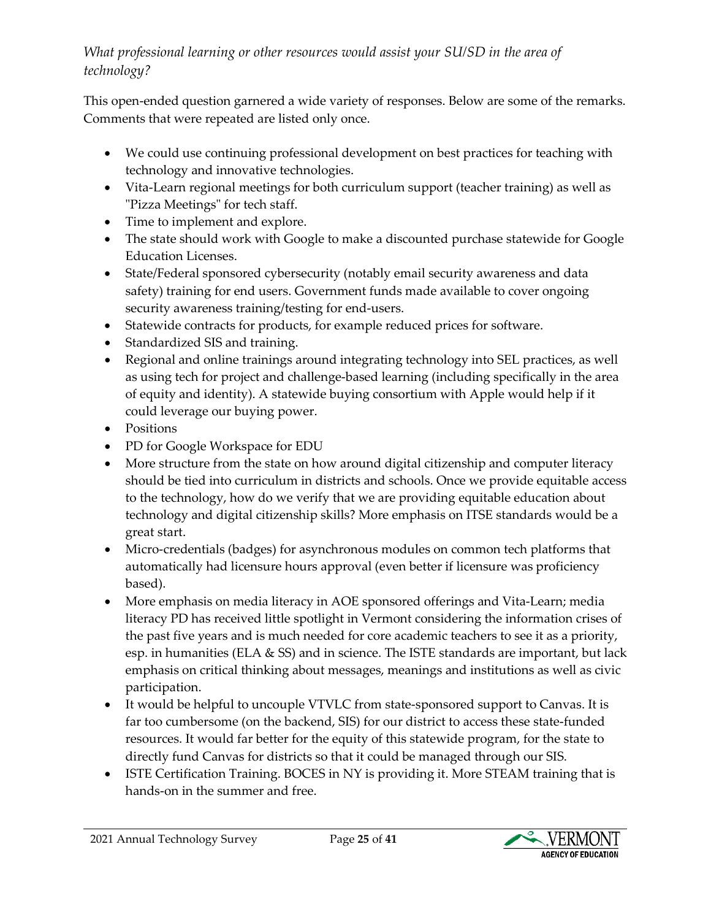*What professional learning or other resources would assist your SU/SD in the area of technology?*

This open-ended question garnered a wide variety of responses. Below are some of the remarks. Comments that were repeated are listed only once.

- We could use continuing professional development on best practices for teaching with technology and innovative technologies.
- Vita-Learn regional meetings for both curriculum support (teacher training) as well as "Pizza Meetings" for tech staff.
- Time to implement and explore.
- The state should work with Google to make a discounted purchase statewide for Google Education Licenses.
- State/Federal sponsored cybersecurity (notably email security awareness and data safety) training for end users. Government funds made available to cover ongoing security awareness training/testing for end-users.
- Statewide contracts for products, for example reduced prices for software.
- Standardized SIS and training.
- Regional and online trainings around integrating technology into SEL practices, as well as using tech for project and challenge-based learning (including specifically in the area of equity and identity). A statewide buying consortium with Apple would help if it could leverage our buying power.
- Positions
- PD for Google Workspace for EDU
- More structure from the state on how around digital citizenship and computer literacy should be tied into curriculum in districts and schools. Once we provide equitable access to the technology, how do we verify that we are providing equitable education about technology and digital citizenship skills? More emphasis on ITSE standards would be a great start.
- Micro-credentials (badges) for asynchronous modules on common tech platforms that automatically had licensure hours approval (even better if licensure was proficiency based).
- More emphasis on media literacy in AOE sponsored offerings and Vita-Learn; media literacy PD has received little spotlight in Vermont considering the information crises of the past five years and is much needed for core academic teachers to see it as a priority, esp. in humanities (ELA & SS) and in science. The ISTE standards are important, but lack emphasis on critical thinking about messages, meanings and institutions as well as civic participation.
- It would be helpful to uncouple VTVLC from state-sponsored support to Canvas. It is far too cumbersome (on the backend, SIS) for our district to access these state-funded resources. It would far better for the equity of this statewide program, for the state to directly fund Canvas for districts so that it could be managed through our SIS.
- ISTE Certification Training. BOCES in NY is providing it. More STEAM training that is hands-on in the summer and free.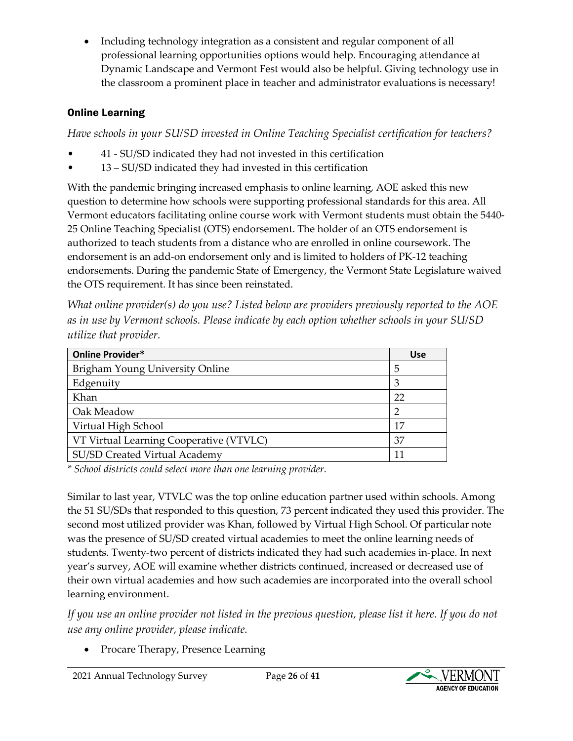- Including technology integration as a consistent and regular component of all professional learning opportunities options would help. Encouraging attendance at Dynamic Landscape and Vermont Fest would also be helpful. Giving technology use in the classroom a prominent place in teacher and administrator evaluations is necessary!

### Online Learning

*Have schools in your SU/SD invested in Online Teaching Specialist certification for teachers?*

- 41 - SU/SD indicated they had not invested in this certification
- 13 – SU/SD indicated they had invested in this certification

With the pandemic bringing increased emphasis to online learning, AOE asked this new question to determine how schools were supporting professional standards for this area. All Vermont educators facilitating online course work with Vermont students must obtain the 5440-25 Online Teaching Specialist (OTS) endorsement. The holder of an OTS endorsement is authorized to teach students from a distance who are enrolled in online coursework. The endorsement is an add-on endorsement only and is limited to holders of PK-12 teaching endorsements. During the pandemic State of Emergency, the Vermont State Legislature waived the OTS requirement. It has since been reinstated.

*What online provider(s) do you use? Listed below are providers previously reported to the AOE as in use by Vermont schools. Please indicate by each option whether schools in your SU/SD utilize that provider.*

| Online Provider* | Use |
|---|---|
| Brigham Young University Online | 5 |
| Edgenuity | 3 |
| Khan | 22 |
| Oak Meadow | 2 |
| Virtual High School | 17 |
| VT Virtual Learning Cooperative (VTVLC) | 37 |
| SU/SD Created Virtual Academy | 11 |

*\* School districts could select more than one learning provider.*

Similar to last year, VTVLC was the top online education partner used within schools. Among the 51 SU/SDs that responded to this question, 73 percent indicated they used this provider. The second most utilized provider was Khan, followed by Virtual High School. Of particular note was the presence of SU/SD created virtual academies to meet the online learning needs of students. Twenty-two percent of districts indicated they had such academies in-place. In next year's survey, AOE will examine whether districts continued, increased or decreased use of their own virtual academies and how such academies are incorporated into the overall school learning environment.

*If you use an online provider not listed in the previous question, please list it here. If you do not use any online provider, please indicate.*

- Procare Therapy, Presence Learning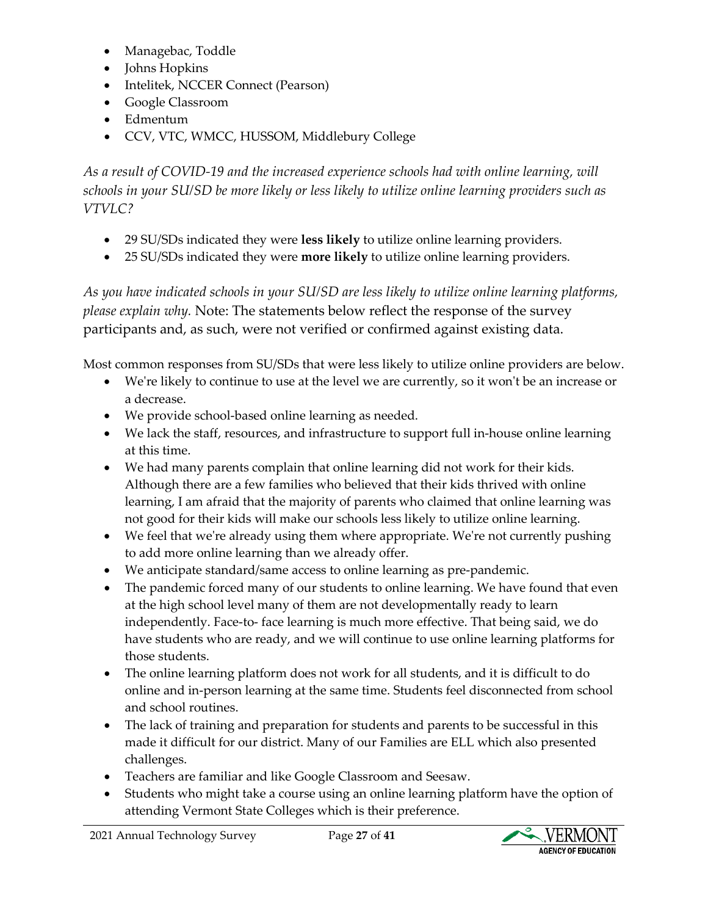- Managebac, Toddle
- Johns Hopkins
- Intelitek, NCCER Connect (Pearson)
- Google Classroom
- Edmentum
- CCV, VTC, WMCC, HUSSOM, Middlebury College

*As a result of COVID-19 and the increased experience schools had with online learning, will schools in your SU/SD be more likely or less likely to utilize online learning providers such as VTVLC?*

- 29 SU/SDs indicated they were **less likely** to utilize online learning providers.
- 25 SU/SDs indicated they were **more likely** to utilize online learning providers.

*As you have indicated schools in your SU/SD are less likely to utilize online learning platforms, please explain why.* Note: The statements below reflect the response of the survey participants and, as such, were not verified or confirmed against existing data.

Most common responses from SU/SDs that were less likely to utilize online providers are below.

- We're likely to continue to use at the level we are currently, so it won't be an increase or a decrease.
- We provide school-based online learning as needed.
- We lack the staff, resources, and infrastructure to support full in-house online learning at this time.
- We had many parents complain that online learning did not work for their kids. Although there are a few families who believed that their kids thrived with online learning, I am afraid that the majority of parents who claimed that online learning was not good for their kids will make our schools less likely to utilize online learning.
- We feel that we're already using them where appropriate. We're not currently pushing to add more online learning than we already offer.
- We anticipate standard/same access to online learning as pre-pandemic.
- The pandemic forced many of our students to online learning. We have found that even at the high school level many of them are not developmentally ready to learn independently. Face-to- face learning is much more effective. That being said, we do have students who are ready, and we will continue to use online learning platforms for those students.
- The online learning platform does not work for all students, and it is difficult to do online and in-person learning at the same time. Students feel disconnected from school and school routines.
- The lack of training and preparation for students and parents to be successful in this made it difficult for our district. Many of our Families are ELL which also presented challenges.
- Teachers are familiar and like Google Classroom and Seesaw.
- Students who might take a course using an online learning platform have the option of attending Vermont State Colleges which is their preference.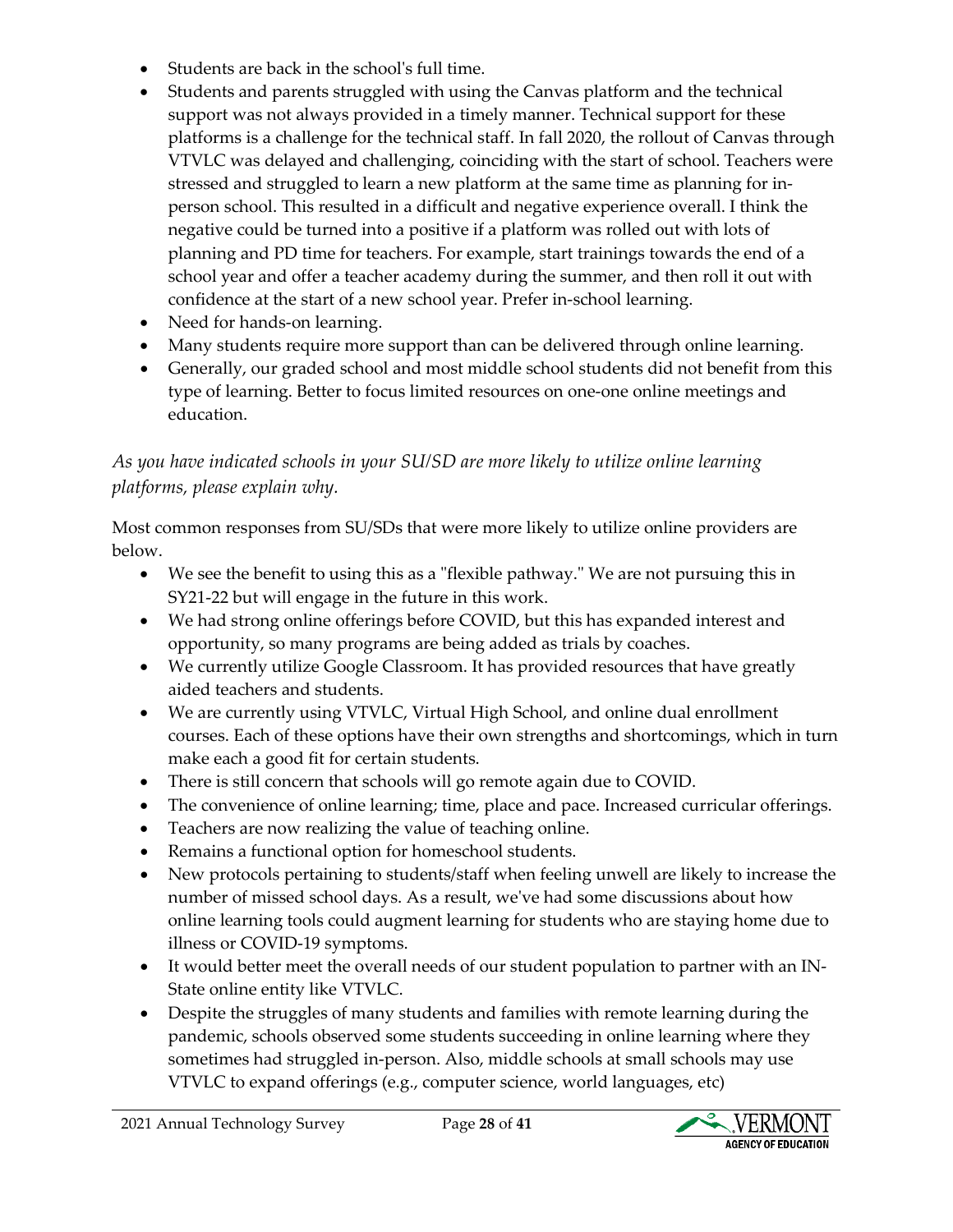- Students are back in the school's full time.
- Students and parents struggled with using the Canvas platform and the technical support was not always provided in a timely manner. Technical support for these platforms is a challenge for the technical staff. In fall 2020, the rollout of Canvas through VTVLC was delayed and challenging, coinciding with the start of school. Teachers were stressed and struggled to learn a new platform at the same time as planning for in-person school. This resulted in a difficult and negative experience overall. I think the negative could be turned into a positive if a platform was rolled out with lots of planning and PD time for teachers. For example, start trainings towards the end of a school year and offer a teacher academy during the summer, and then roll it out with confidence at the start of a new school year. Prefer in-school learning.
- Need for hands-on learning.
- Many students require more support than can be delivered through online learning.
- Generally, our graded school and most middle school students did not benefit from this type of learning. Better to focus limited resources on one-one online meetings and education.

*As you have indicated schools in your SU/SD are more likely to utilize online learning platforms, please explain why.*

Most common responses from SU/SDs that were more likely to utilize online providers are below.

- We see the benefit to using this as a "flexible pathway." We are not pursuing this in SY21-22 but will engage in the future in this work.
- We had strong online offerings before COVID, but this has expanded interest and opportunity, so many programs are being added as trials by coaches.
- We currently utilize Google Classroom. It has provided resources that have greatly aided teachers and students.
- We are currently using VTVLC, Virtual High School, and online dual enrollment courses. Each of these options have their own strengths and shortcomings, which in turn make each a good fit for certain students.
- There is still concern that schools will go remote again due to COVID.
- The convenience of online learning; time, place and pace. Increased curricular offerings.
- Teachers are now realizing the value of teaching online.
- Remains a functional option for homeschool students.
- New protocols pertaining to students/staff when feeling unwell are likely to increase the number of missed school days. As a result, we've had some discussions about how online learning tools could augment learning for students who are staying home due to illness or COVID-19 symptoms.
- It would better meet the overall needs of our student population to partner with an IN-State online entity like VTVLC.
- Despite the struggles of many students and families with remote learning during the pandemic, schools observed some students succeeding in online learning where they sometimes had struggled in-person. Also, middle schools at small schools may use VTVLC to expand offerings (e.g., computer science, world languages, etc)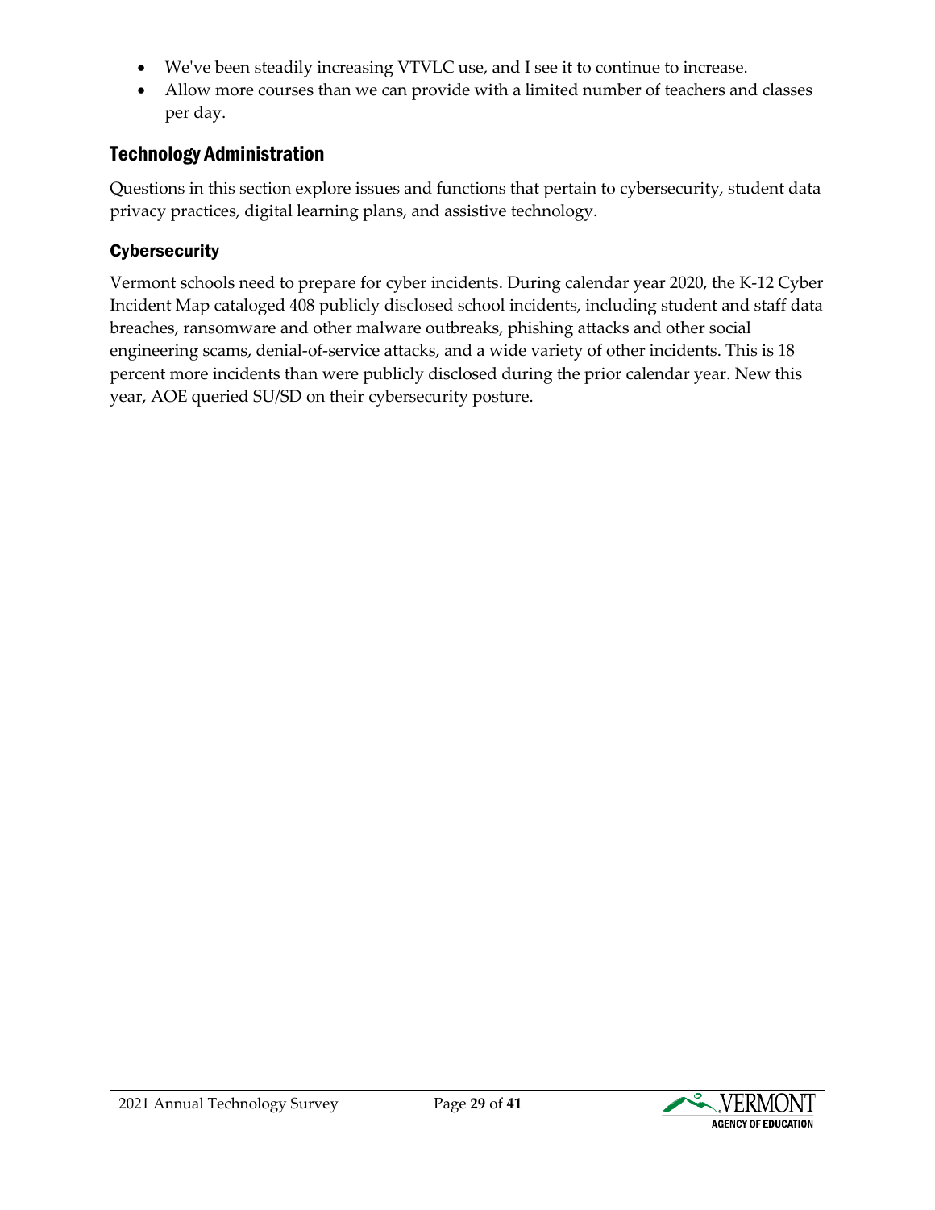- We've been steadily increasing VTVLC use, and I see it to continue to increase.
- Allow more courses than we can provide with a limited number of teachers and classes per day.

## Technology Administration

Questions in this section explore issues and functions that pertain to cybersecurity, student data privacy practices, digital learning plans, and assistive technology.

### Cybersecurity

Vermont schools need to prepare for cyber incidents. During calendar year 2020, the K-12 Cyber Incident Map cataloged 408 publicly disclosed school incidents, including student and staff data breaches, ransomware and other malware outbreaks, phishing attacks and other social engineering scams, denial-of-service attacks, and a wide variety of other incidents. This is 18 percent more incidents than were publicly disclosed during the prior calendar year. New this year, AOE queried SU/SD on their cybersecurity posture.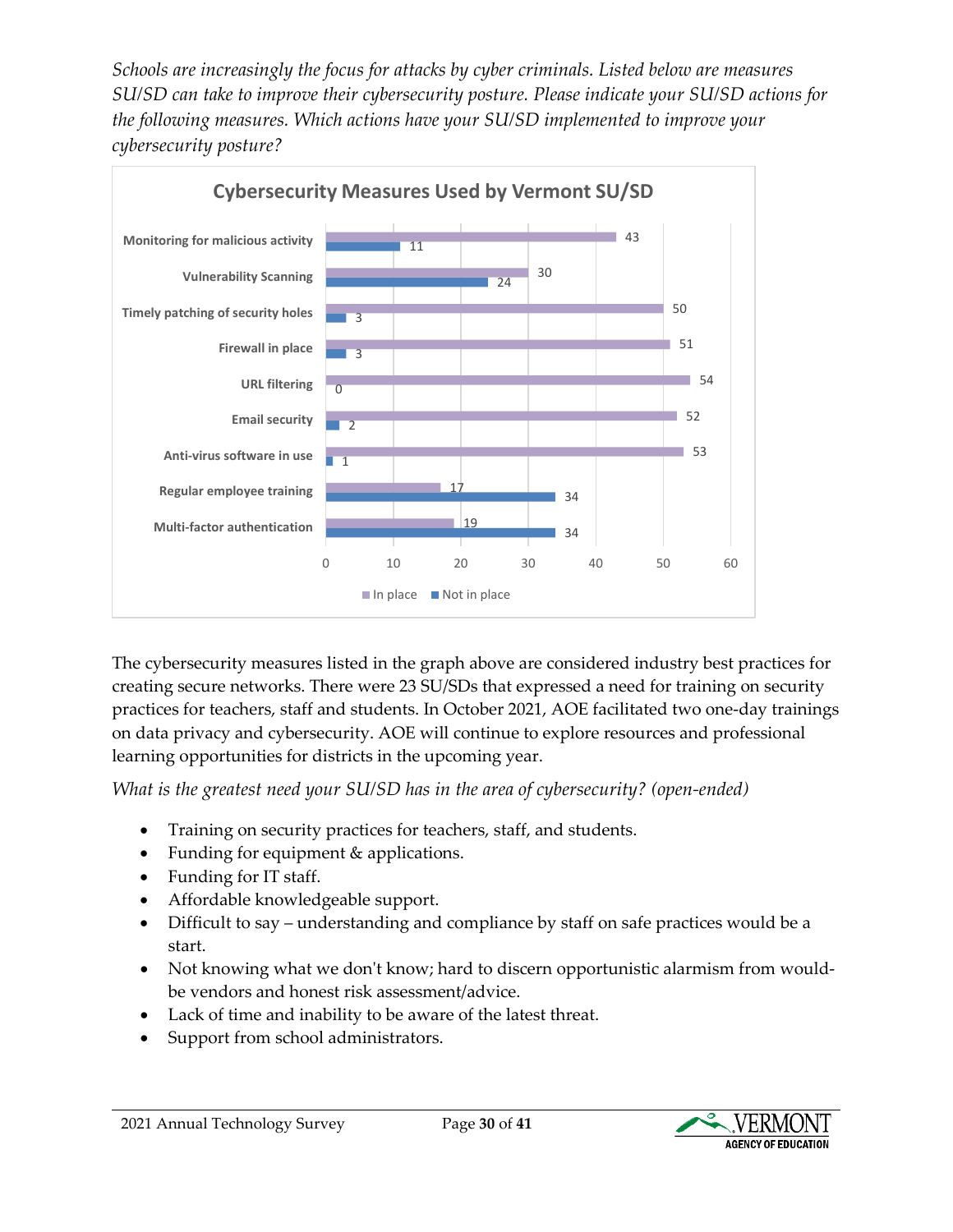*Schools are increasingly the focus for attacks by cyber criminals. Listed below are measures SU/SD can take to improve their cybersecurity posture. Please indicate your SU/SD actions for the following measures. Which actions have your SU/SD implemented to improve your cybersecurity posture?*

**Cybersecurity Measures Used by Vermont SU/SD**

| Measure | In place | Not in place |
|---|---|---|
| Monitoring for malicious activity | 43 | 11 |
| Vulnerability Scanning | 30 | 24 |
| Timely patching of security holes | 50 | 3 |
| Firewall in place | 51 | 3 |
| URL filtering | 54 | 0 |
| Email security | 52 | 2 |
| Anti-virus software in use | 53 | 1 |
| Regular employee training | 17 | 34 |
| Multi-factor authentication | 19 | 34 |

The cybersecurity measures listed in the graph above are considered industry best practices for creating secure networks. There were 23 SU/SDs that expressed a need for training on security practices for teachers, staff and students. In October 2021, AOE facilitated two one-day trainings on data privacy and cybersecurity. AOE will continue to explore resources and professional learning opportunities for districts in the upcoming year.

*What is the greatest need your SU/SD has in the area of cybersecurity? (open-ended)*

- Training on security practices for teachers, staff, and students.
- Funding for equipment & applications.
- Funding for IT staff.
- Affordable knowledgeable support.
- Difficult to say – understanding and compliance by staff on safe practices would be a start.
- Not knowing what we don't know; hard to discern opportunistic alarmism from would-be vendors and honest risk assessment/advice.
- Lack of time and inability to be aware of the latest threat.
- Support from school administrators.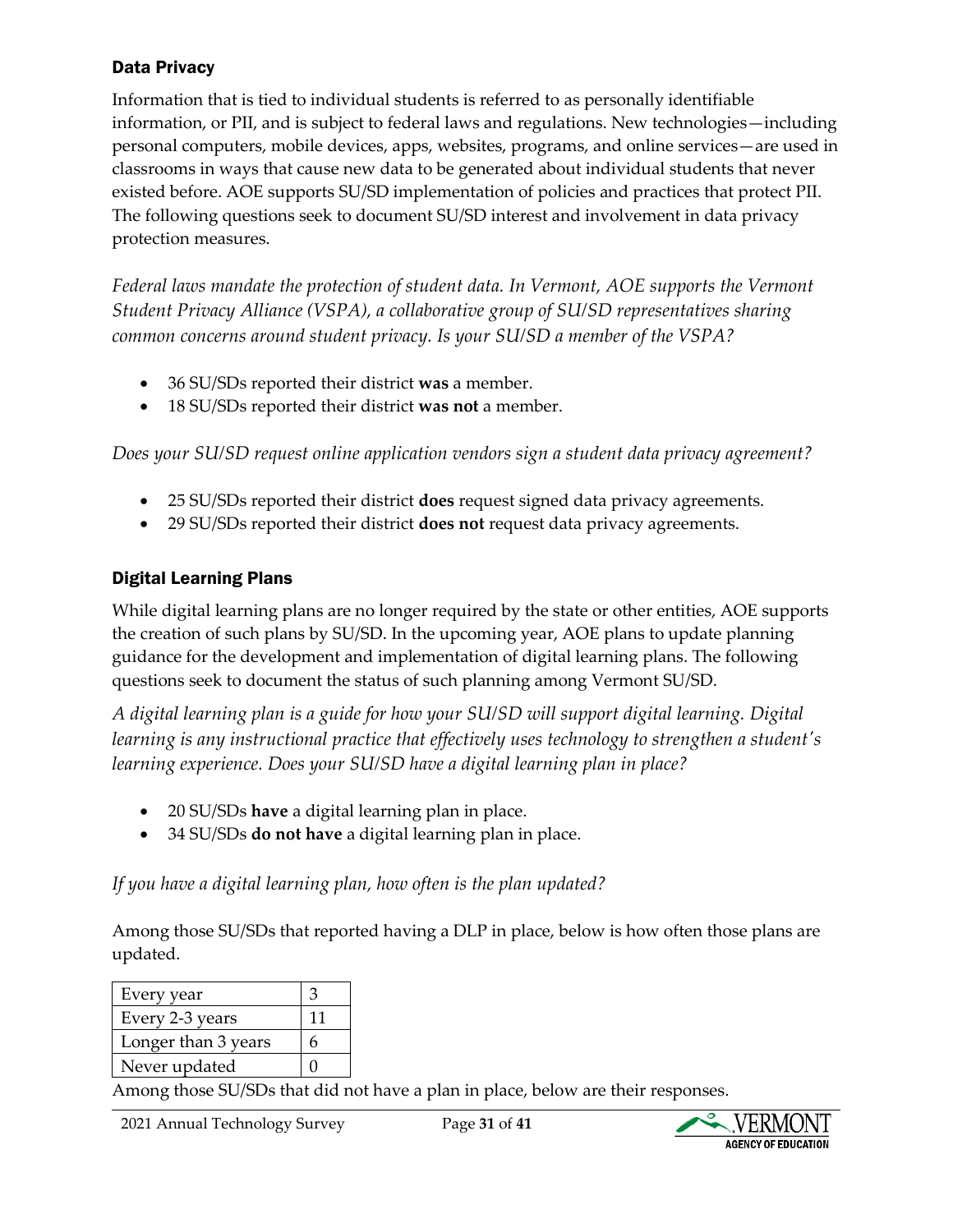## Data Privacy

Information that is tied to individual students is referred to as personally identifiable information, or PII, and is subject to federal laws and regulations. New technologies—including personal computers, mobile devices, apps, websites, programs, and online services—are used in classrooms in ways that cause new data to be generated about individual students that never existed before. AOE supports SU/SD implementation of policies and practices that protect PII. The following questions seek to document SU/SD interest and involvement in data privacy protection measures.

*Federal laws mandate the protection of student data. In Vermont, AOE supports the Vermont Student Privacy Alliance (VSPA), a collaborative group of SU/SD representatives sharing common concerns around student privacy. Is your SU/SD a member of the VSPA?*

- 36 SU/SDs reported their district **was** a member.
- 18 SU/SDs reported their district **was not** a member.

*Does your SU/SD request online application vendors sign a student data privacy agreement?*

- 25 SU/SDs reported their district **does** request signed data privacy agreements.
- 29 SU/SDs reported their district **does not** request data privacy agreements.

## Digital Learning Plans

While digital learning plans are no longer required by the state or other entities, AOE supports the creation of such plans by SU/SD. In the upcoming year, AOE plans to update planning guidance for the development and implementation of digital learning plans. The following questions seek to document the status of such planning among Vermont SU/SD.

*A digital learning plan is a guide for how your SU/SD will support digital learning. Digital learning is any instructional practice that effectively uses technology to strengthen a student's learning experience. Does your SU/SD have a digital learning plan in place?*

- 20 SU/SDs **have** a digital learning plan in place.
- 34 SU/SDs **do not have** a digital learning plan in place.

*If you have a digital learning plan, how often is the plan updated?*

Among those SU/SDs that reported having a DLP in place, below is how often those plans are updated.

| | |
|---|---|
| Every year | 3 |
| Every 2-3 years | 11 |
| Longer than 3 years | 6 |
| Never updated | 0 |

Among those SU/SDs that did not have a plan in place, below are their responses.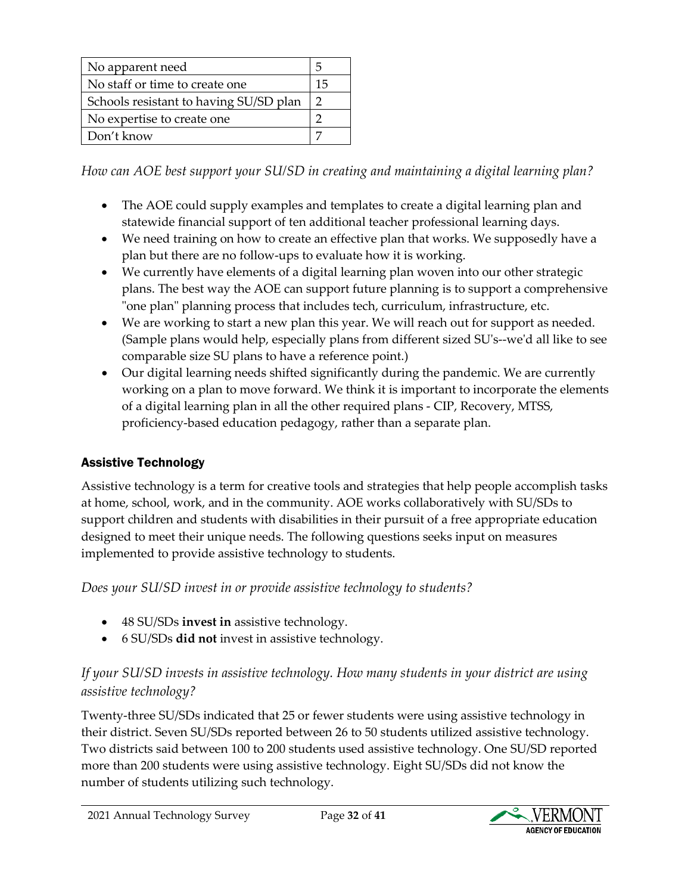| No apparent need | 5 |
| --- | --- |
| No staff or time to create one | 15 |
| Schools resistant to having SU/SD plan | 2 |
| No expertise to create one | 2 |
| Don't know | 7 |

*How can AOE best support your SU/SD in creating and maintaining a digital learning plan?*

- The AOE could supply examples and templates to create a digital learning plan and statewide financial support of ten additional teacher professional learning days.
- We need training on how to create an effective plan that works. We supposedly have a plan but there are no follow-ups to evaluate how it is working.
- We currently have elements of a digital learning plan woven into our other strategic plans. The best way the AOE can support future planning is to support a comprehensive "one plan" planning process that includes tech, curriculum, infrastructure, etc.
- We are working to start a new plan this year. We will reach out for support as needed. (Sample plans would help, especially plans from different sized SU's--we'd all like to see comparable size SU plans to have a reference point.)
- Our digital learning needs shifted significantly during the pandemic. We are currently working on a plan to move forward. We think it is important to incorporate the elements of a digital learning plan in all the other required plans - CIP, Recovery, MTSS, proficiency-based education pedagogy, rather than a separate plan.

### Assistive Technology

Assistive technology is a term for creative tools and strategies that help people accomplish tasks at home, school, work, and in the community. AOE works collaboratively with SU/SDs to support children and students with disabilities in their pursuit of a free appropriate education designed to meet their unique needs. The following questions seeks input on measures implemented to provide assistive technology to students.

*Does your SU/SD invest in or provide assistive technology to students?*

- 48 SU/SDs **invest in** assistive technology.
- 6 SU/SDs **did not** invest in assistive technology.

*If your SU/SD invests in assistive technology. How many students in your district are using assistive technology?*

Twenty-three SU/SDs indicated that 25 or fewer students were using assistive technology in their district. Seven SU/SDs reported between 26 to 50 students utilized assistive technology. Two districts said between 100 to 200 students used assistive technology. One SU/SD reported more than 200 students were using assistive technology. Eight SU/SDs did not know the number of students utilizing such technology.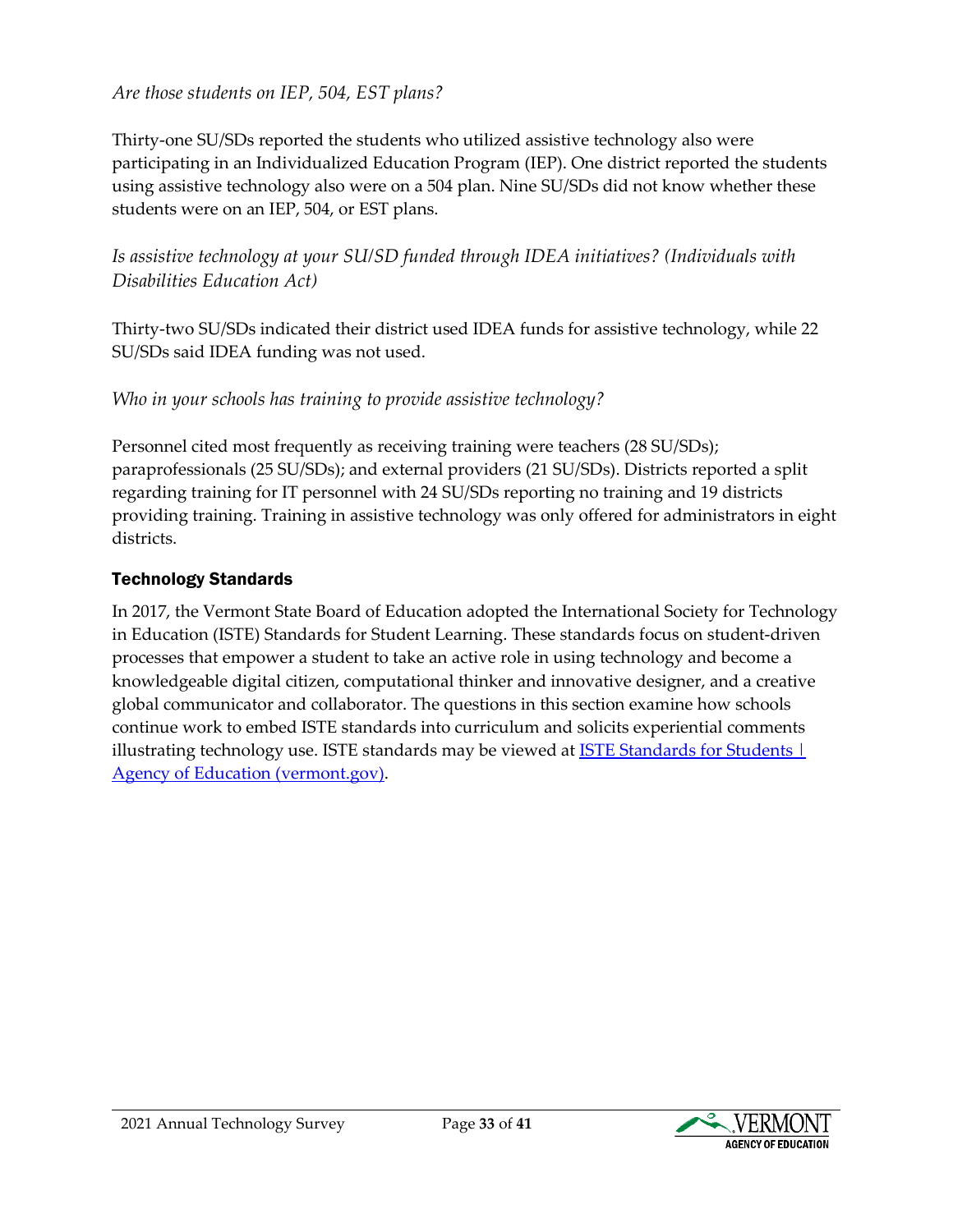*Are those students on IEP, 504, EST plans?*

Thirty-one SU/SDs reported the students who utilized assistive technology also were participating in an Individualized Education Program (IEP). One district reported the students using assistive technology also were on a 504 plan. Nine SU/SDs did not know whether these students were on an IEP, 504, or EST plans.

*Is assistive technology at your SU/SD funded through IDEA initiatives? (Individuals with Disabilities Education Act)*

Thirty-two SU/SDs indicated their district used IDEA funds for assistive technology, while 22 SU/SDs said IDEA funding was not used.

*Who in your schools has training to provide assistive technology?*

Personnel cited most frequently as receiving training were teachers (28 SU/SDs); paraprofessionals (25 SU/SDs); and external providers (21 SU/SDs). Districts reported a split regarding training for IT personnel with 24 SU/SDs reporting no training and 19 districts providing training. Training in assistive technology was only offered for administrators in eight districts.

## Technology Standards

In 2017, the Vermont State Board of Education adopted the International Society for Technology in Education (ISTE) Standards for Student Learning. These standards focus on student-driven processes that empower a student to take an active role in using technology and become a knowledgeable digital citizen, computational thinker and innovative designer, and a creative global communicator and collaborator. The questions in this section examine how schools continue work to embed ISTE standards into curriculum and solicits experiential comments illustrating technology use. ISTE standards may be viewed at [ISTE Standards for Students | Agency of Education (vermont.gov)](https://education.vermont.gov).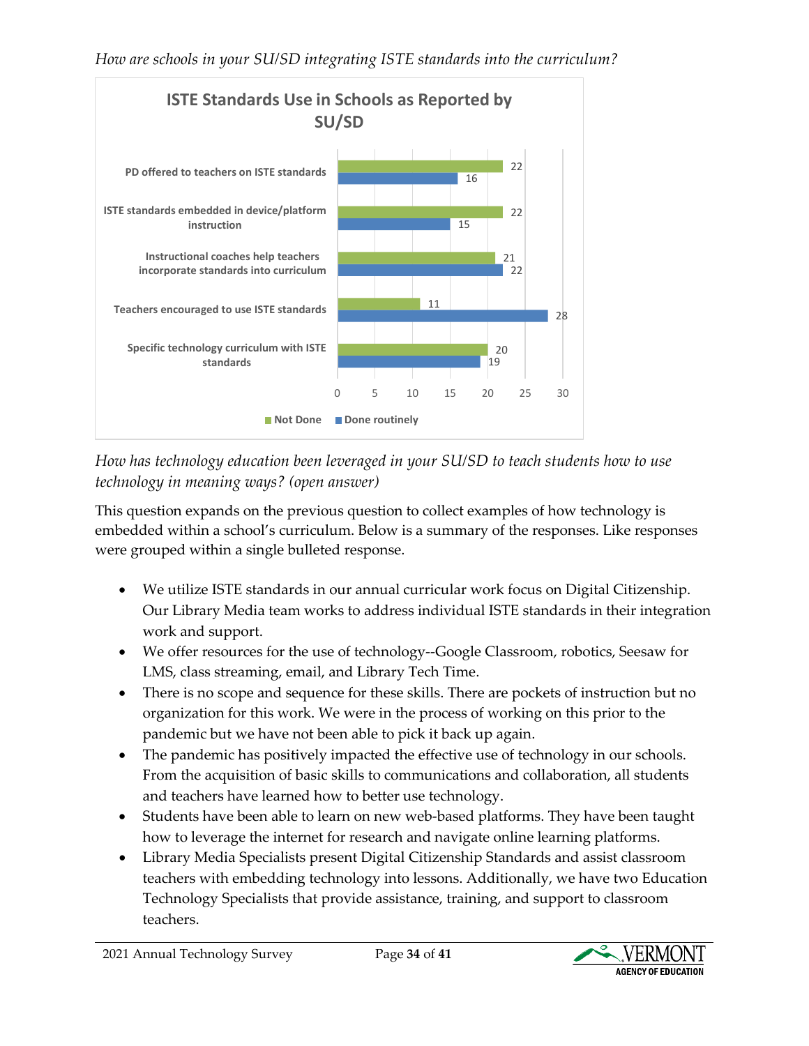*How are schools in your SU/SD integrating ISTE standards into the curriculum?*

**ISTE Standards Use in Schools as Reported by SU/SD**

| | Not Done | Done routinely |
|---|---|---|
| PD offered to teachers on ISTE standards | 22 | 16 |
| ISTE standards embedded in device/platform instruction | 22 | 15 |
| Instructional coaches help teachers incorporate standards into curriculum | 21 | 22 |
| Teachers encouraged to use ISTE standards | 11 | 28 |
| Specific technology curriculum with ISTE standards | 20 | 19 |

*How has technology education been leveraged in your SU/SD to teach students how to use technology in meaning ways? (open answer)*

This question expands on the previous question to collect examples of how technology is embedded within a school's curriculum. Below is a summary of the responses. Like responses were grouped within a single bulleted response.

- We utilize ISTE standards in our annual curricular work focus on Digital Citizenship. Our Library Media team works to address individual ISTE standards in their integration work and support.
- We offer resources for the use of technology--Google Classroom, robotics, Seesaw for LMS, class streaming, email, and Library Tech Time.
- There is no scope and sequence for these skills. There are pockets of instruction but no organization for this work. We were in the process of working on this prior to the pandemic but we have not been able to pick it back up again.
- The pandemic has positively impacted the effective use of technology in our schools. From the acquisition of basic skills to communications and collaboration, all students and teachers have learned how to better use technology.
- Students have been able to learn on new web-based platforms. They have been taught how to leverage the internet for research and navigate online learning platforms.
- Library Media Specialists present Digital Citizenship Standards and assist classroom teachers with embedding technology into lessons. Additionally, we have two Education Technology Specialists that provide assistance, training, and support to classroom teachers.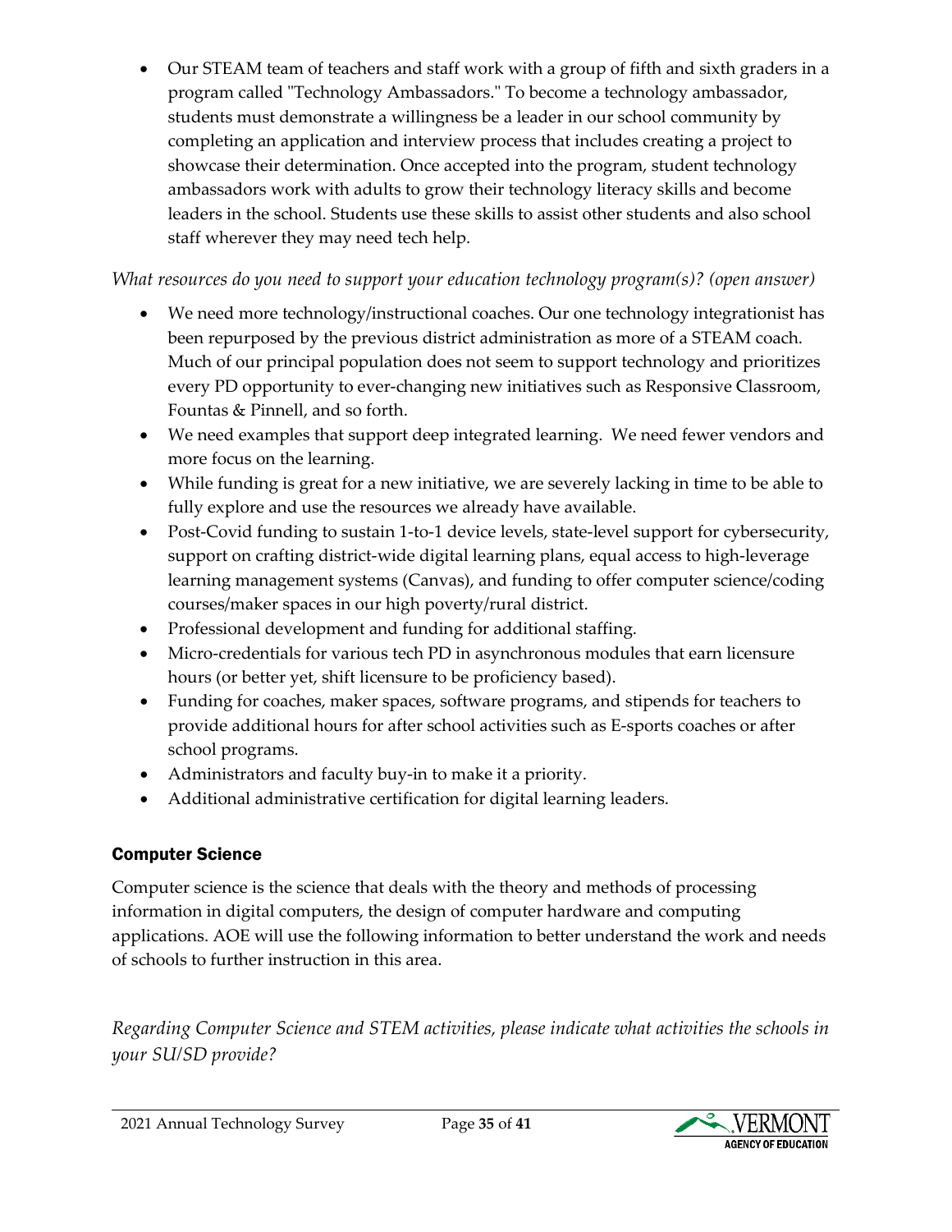- Our STEAM team of teachers and staff work with a group of fifth and sixth graders in a program called "Technology Ambassadors." To become a technology ambassador, students must demonstrate a willingness be a leader in our school community by completing an application and interview process that includes creating a project to showcase their determination. Once accepted into the program, student technology ambassadors work with adults to grow their technology literacy skills and become leaders in the school. Students use these skills to assist other students and also school staff wherever they may need tech help.

*What resources do you need to support your education technology program(s)? (open answer)*

- We need more technology/instructional coaches. Our one technology integrationist has been repurposed by the previous district administration as more of a STEAM coach. Much of our principal population does not seem to support technology and prioritizes every PD opportunity to ever-changing new initiatives such as Responsive Classroom, Fountas & Pinnell, and so forth.
- We need examples that support deep integrated learning. We need fewer vendors and more focus on the learning.
- While funding is great for a new initiative, we are severely lacking in time to be able to fully explore and use the resources we already have available.
- Post-Covid funding to sustain 1-to-1 device levels, state-level support for cybersecurity, support on crafting district-wide digital learning plans, equal access to high-leverage learning management systems (Canvas), and funding to offer computer science/coding courses/maker spaces in our high poverty/rural district.
- Professional development and funding for additional staffing.
- Micro-credentials for various tech PD in asynchronous modules that earn licensure hours (or better yet, shift licensure to be proficiency based).
- Funding for coaches, maker spaces, software programs, and stipends for teachers to provide additional hours for after school activities such as E-sports coaches or after school programs.
- Administrators and faculty buy-in to make it a priority.
- Additional administrative certification for digital learning leaders.

## Computer Science

Computer science is the science that deals with the theory and methods of processing information in digital computers, the design of computer hardware and computing applications. AOE will use the following information to better understand the work and needs of schools to further instruction in this area.

*Regarding Computer Science and STEM activities, please indicate what activities the schools in your SU/SD provide?*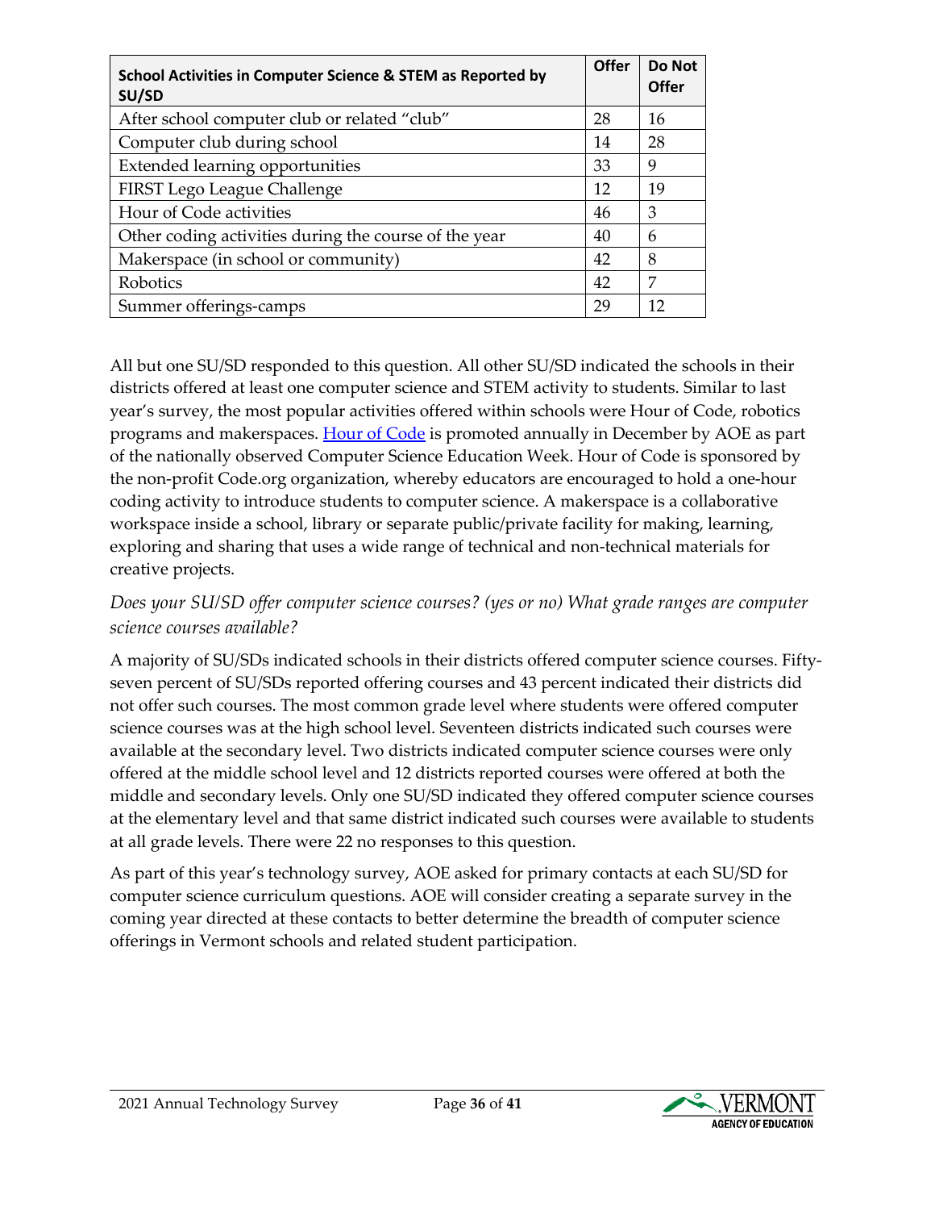| School Activities in Computer Science & STEM as Reported by SU/SD | Offer | Do Not Offer |
|---|---|---|
| After school computer club or related “club” | 28 | 16 |
| Computer club during school | 14 | 28 |
| Extended learning opportunities | 33 | 9 |
| FIRST Lego League Challenge | 12 | 19 |
| Hour of Code activities | 46 | 3 |
| Other coding activities during the course of the year | 40 | 6 |
| Makerspace (in school or community) | 42 | 8 |
| Robotics | 42 | 7 |
| Summer offerings-camps | 29 | 12 |

All but one SU/SD responded to this question. All other SU/SD indicated the schools in their districts offered at least one computer science and STEM activity to students. Similar to last year’s survey, the most popular activities offered within schools were Hour of Code, robotics programs and makerspaces. [Hour of Code] is promoted annually in December by AOE as part of the nationally observed Computer Science Education Week. Hour of Code is sponsored by the non-profit Code.org organization, whereby educators are encouraged to hold a one-hour coding activity to introduce students to computer science. A makerspace is a collaborative workspace inside a school, library or separate public/private facility for making, learning, exploring and sharing that uses a wide range of technical and non-technical materials for creative projects.

*Does your SU/SD offer computer science courses? (yes or no) What grade ranges are computer science courses available?*

A majority of SU/SDs indicated schools in their districts offered computer science courses. Fifty-seven percent of SU/SDs reported offering courses and 43 percent indicated their districts did not offer such courses. The most common grade level where students were offered computer science courses was at the high school level. Seventeen districts indicated such courses were available at the secondary level. Two districts indicated computer science courses were only offered at the middle school level and 12 districts reported courses were offered at both the middle and secondary levels. Only one SU/SD indicated they offered computer science courses at the elementary level and that same district indicated such courses were available to students at all grade levels. There were 22 no responses to this question.

As part of this year’s technology survey, AOE asked for primary contacts at each SU/SD for computer science curriculum questions. AOE will consider creating a separate survey in the coming year directed at these contacts to better determine the breadth of computer science offerings in Vermont schools and related student participation.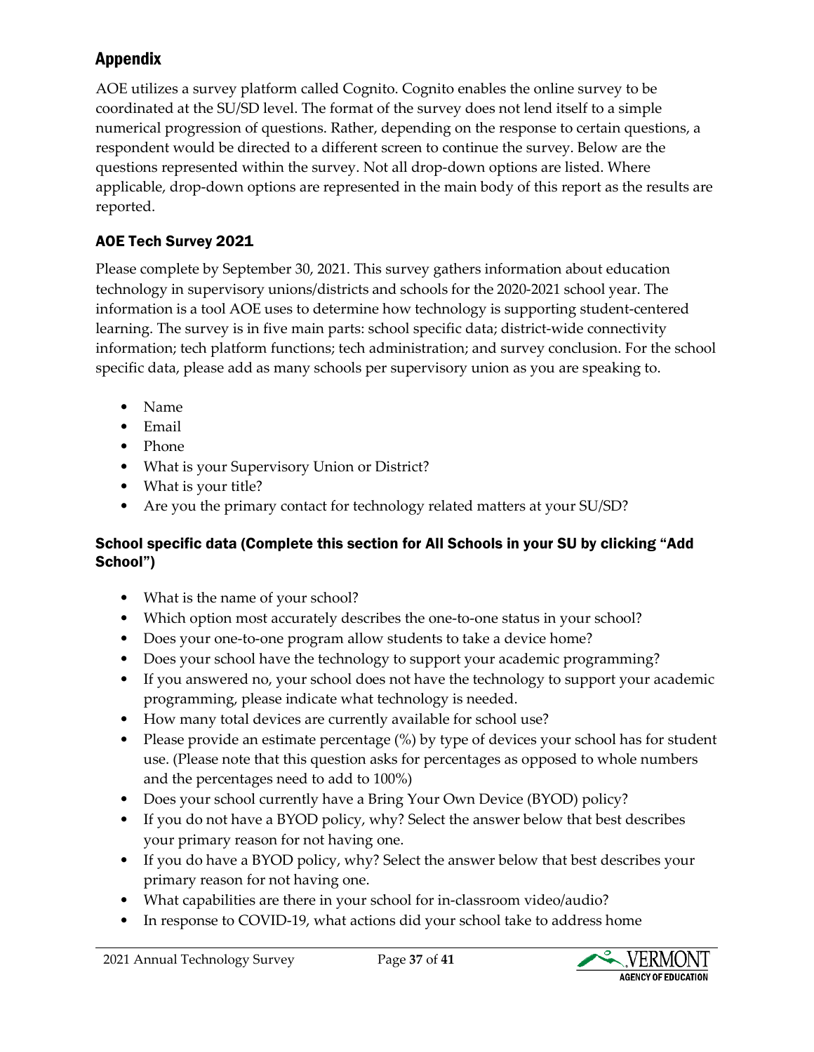## Appendix

AOE utilizes a survey platform called Cognito. Cognito enables the online survey to be coordinated at the SU/SD level. The format of the survey does not lend itself to a simple numerical progression of questions. Rather, depending on the response to certain questions, a respondent would be directed to a different screen to continue the survey. Below are the questions represented within the survey. Not all drop-down options are listed. Where applicable, drop-down options are represented in the main body of this report as the results are reported.

### AOE Tech Survey 2021

Please complete by September 30, 2021. This survey gathers information about education technology in supervisory unions/districts and schools for the 2020-2021 school year. The information is a tool AOE uses to determine how technology is supporting student-centered learning. The survey is in five main parts: school specific data; district-wide connectivity information; tech platform functions; tech administration; and survey conclusion. For the school specific data, please add as many schools per supervisory union as you are speaking to.

- Name
- Email
- Phone
- What is your Supervisory Union or District?
- What is your title?
- Are you the primary contact for technology related matters at your SU/SD?

### School specific data (Complete this section for All Schools in your SU by clicking “Add School”)

- What is the name of your school?
- Which option most accurately describes the one-to-one status in your school?
- Does your one-to-one program allow students to take a device home?
- Does your school have the technology to support your academic programming?
- If you answered no, your school does not have the technology to support your academic programming, please indicate what technology is needed.
- How many total devices are currently available for school use?
- Please provide an estimate percentage (%) by type of devices your school has for student use. (Please note that this question asks for percentages as opposed to whole numbers and the percentages need to add to 100%)
- Does your school currently have a Bring Your Own Device (BYOD) policy?
- If you do not have a BYOD policy, why? Select the answer below that best describes your primary reason for not having one.
- If you do have a BYOD policy, why? Select the answer below that best describes your primary reason for not having one.
- What capabilities are there in your school for in-classroom video/audio?
- In response to COVID-19, what actions did your school take to address home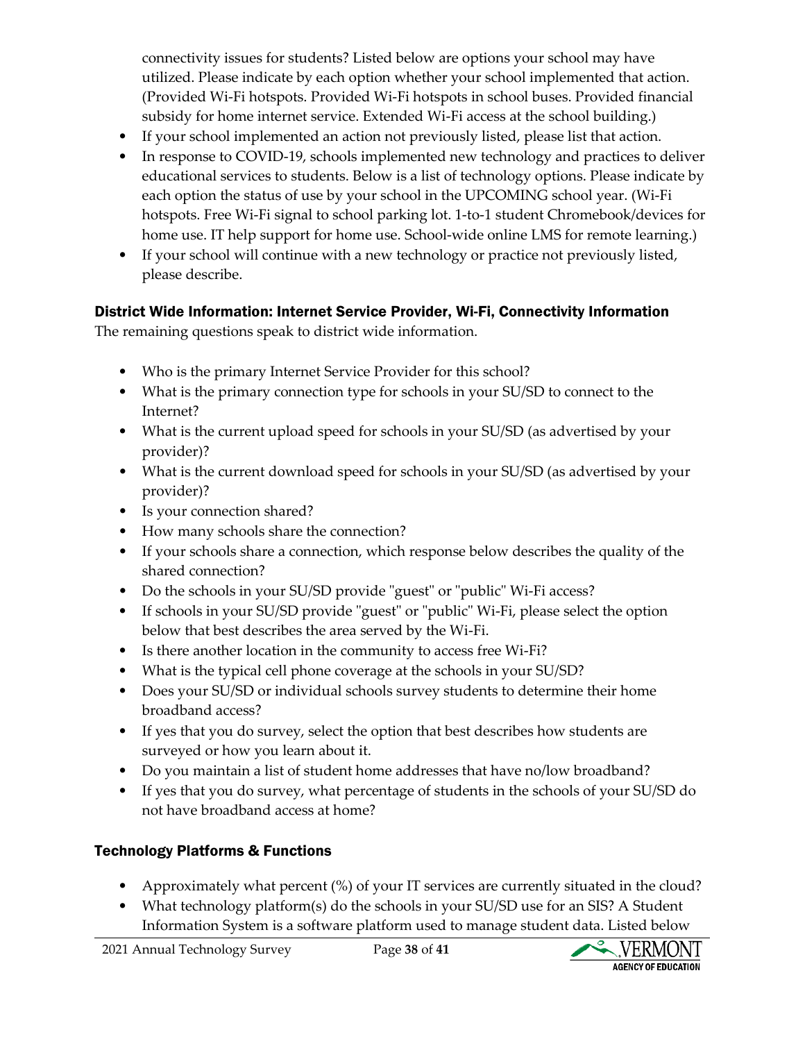connectivity issues for students? Listed below are options your school may have utilized. Please indicate by each option whether your school implemented that action. (Provided Wi-Fi hotspots. Provided Wi-Fi hotspots in school buses. Provided financial subsidy for home internet service. Extended Wi-Fi access at the school building.)

- If your school implemented an action not previously listed, please list that action.
- In response to COVID-19, schools implemented new technology and practices to deliver educational services to students. Below is a list of technology options. Please indicate by each option the status of use by your school in the UPCOMING school year. (Wi-Fi hotspots. Free Wi-Fi signal to school parking lot. 1-to-1 student Chromebook/devices for home use. IT help support for home use. School-wide online LMS for remote learning.)
- If your school will continue with a new technology or practice not previously listed, please describe.

### District Wide Information: Internet Service Provider, Wi-Fi, Connectivity Information

The remaining questions speak to district wide information.

- Who is the primary Internet Service Provider for this school?
- What is the primary connection type for schools in your SU/SD to connect to the Internet?
- What is the current upload speed for schools in your SU/SD (as advertised by your provider)?
- What is the current download speed for schools in your SU/SD (as advertised by your provider)?
- Is your connection shared?
- How many schools share the connection?
- If your schools share a connection, which response below describes the quality of the shared connection?
- Do the schools in your SU/SD provide "guest" or "public" Wi-Fi access?
- If schools in your SU/SD provide "guest" or "public" Wi-Fi, please select the option below that best describes the area served by the Wi-Fi.
- Is there another location in the community to access free Wi-Fi?
- What is the typical cell phone coverage at the schools in your SU/SD?
- Does your SU/SD or individual schools survey students to determine their home broadband access?
- If yes that you do survey, select the option that best describes how students are surveyed or how you learn about it.
- Do you maintain a list of student home addresses that have no/low broadband?
- If yes that you do survey, what percentage of students in the schools of your SU/SD do not have broadband access at home?

### Technology Platforms & Functions

- Approximately what percent (%) of your IT services are currently situated in the cloud?
- What technology platform(s) do the schools in your SU/SD use for an SIS? A Student Information System is a software platform used to manage student data. Listed below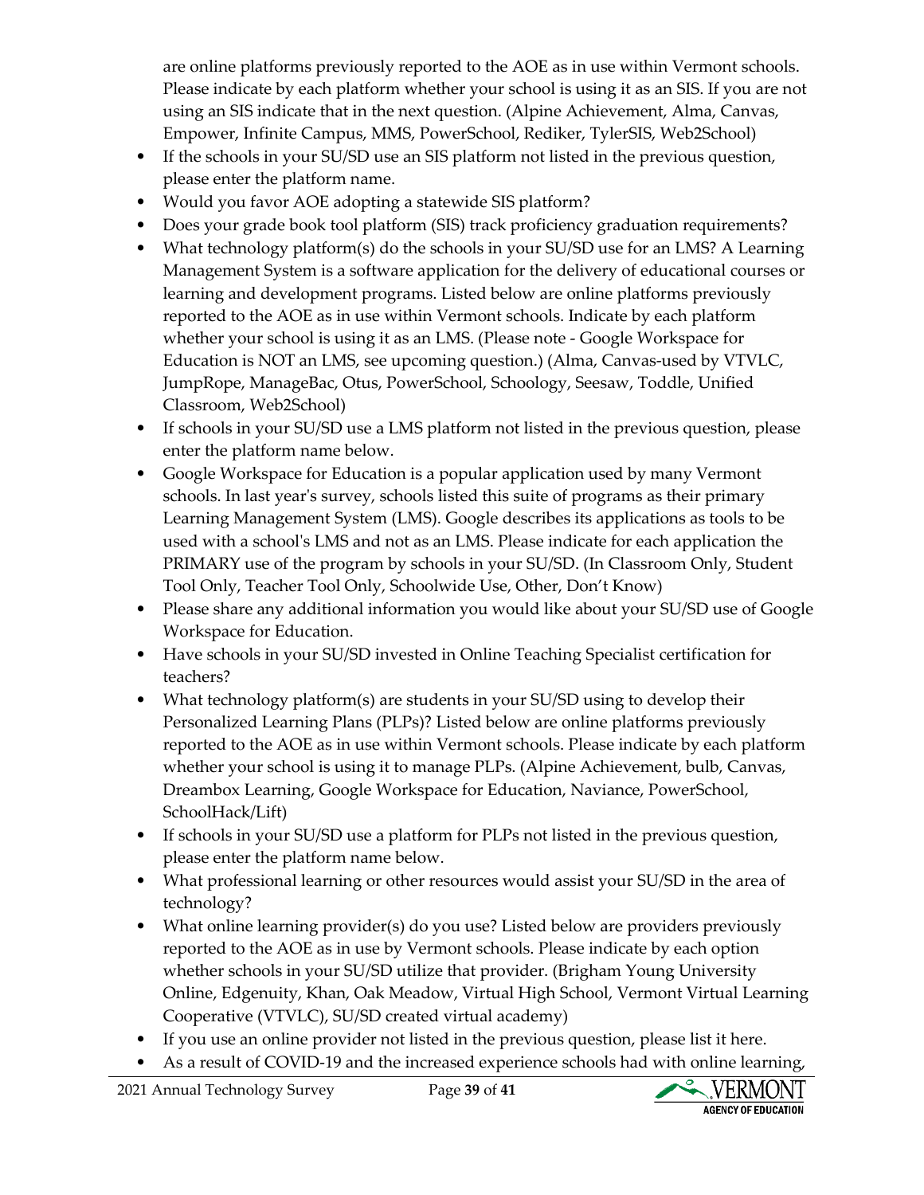are online platforms previously reported to the AOE as in use within Vermont schools. Please indicate by each platform whether your school is using it as an SIS. If you are not using an SIS indicate that in the next question. (Alpine Achievement, Alma, Canvas, Empower, Infinite Campus, MMS, PowerSchool, Rediker, TylerSIS, Web2School)

- If the schools in your SU/SD use an SIS platform not listed in the previous question, please enter the platform name.
- Would you favor AOE adopting a statewide SIS platform?
- Does your grade book tool platform (SIS) track proficiency graduation requirements?
- What technology platform(s) do the schools in your SU/SD use for an LMS? A Learning Management System is a software application for the delivery of educational courses or learning and development programs. Listed below are online platforms previously reported to the AOE as in use within Vermont schools. Indicate by each platform whether your school is using it as an LMS. (Please note - Google Workspace for Education is NOT an LMS, see upcoming question.) (Alma, Canvas-used by VTVLC, JumpRope, ManageBac, Otus, PowerSchool, Schoology, Seesaw, Toddle, Unified Classroom, Web2School)
- If schools in your SU/SD use a LMS platform not listed in the previous question, please enter the platform name below.
- Google Workspace for Education is a popular application used by many Vermont schools. In last year's survey, schools listed this suite of programs as their primary Learning Management System (LMS). Google describes its applications as tools to be used with a school's LMS and not as an LMS. Please indicate for each application the PRIMARY use of the program by schools in your SU/SD. (In Classroom Only, Student Tool Only, Teacher Tool Only, Schoolwide Use, Other, Don't Know)
- Please share any additional information you would like about your SU/SD use of Google Workspace for Education.
- Have schools in your SU/SD invested in Online Teaching Specialist certification for teachers?
- What technology platform(s) are students in your SU/SD using to develop their Personalized Learning Plans (PLPs)? Listed below are online platforms previously reported to the AOE as in use within Vermont schools. Please indicate by each platform whether your school is using it to manage PLPs. (Alpine Achievement, bulb, Canvas, Dreambox Learning, Google Workspace for Education, Naviance, PowerSchool, SchoolHack/Lift)
- If schools in your SU/SD use a platform for PLPs not listed in the previous question, please enter the platform name below.
- What professional learning or other resources would assist your SU/SD in the area of technology?
- What online learning provider(s) do you use? Listed below are providers previously reported to the AOE as in use by Vermont schools. Please indicate by each option whether schools in your SU/SD utilize that provider. (Brigham Young University Online, Edgenuity, Khan, Oak Meadow, Virtual High School, Vermont Virtual Learning Cooperative (VTVLC), SU/SD created virtual academy)
- If you use an online provider not listed in the previous question, please list it here.
- As a result of COVID-19 and the increased experience schools had with online learning,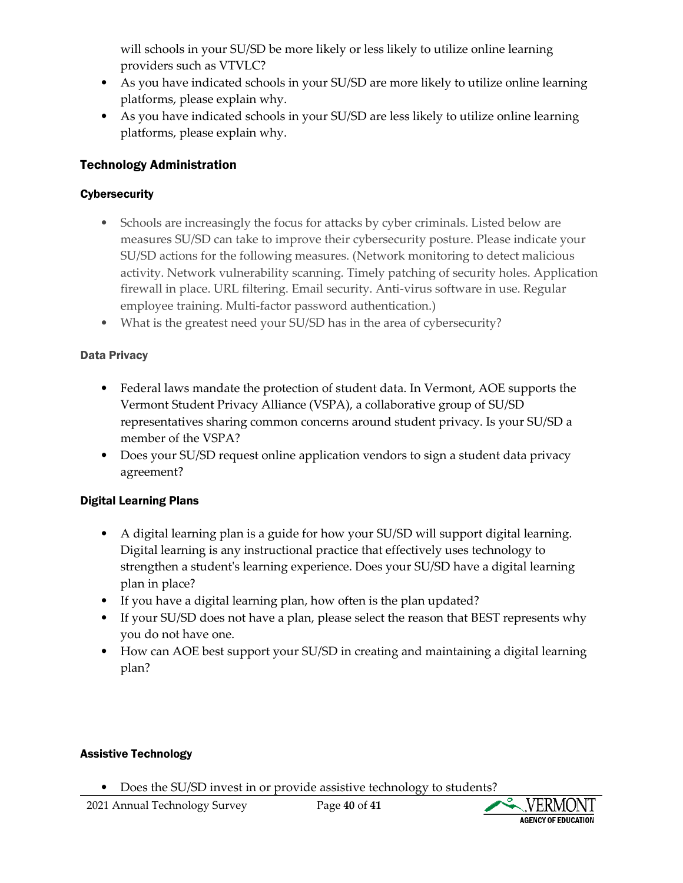will schools in your SU/SD be more likely or less likely to utilize online learning providers such as VTVLC?

- As you have indicated schools in your SU/SD are more likely to utilize online learning platforms, please explain why.
- As you have indicated schools in your SU/SD are less likely to utilize online learning platforms, please explain why.

## Technology Administration

### Cybersecurity

- Schools are increasingly the focus for attacks by cyber criminals. Listed below are measures SU/SD can take to improve their cybersecurity posture. Please indicate your SU/SD actions for the following measures. (Network monitoring to detect malicious activity. Network vulnerability scanning. Timely patching of security holes. Application firewall in place. URL filtering. Email security. Anti-virus software in use. Regular employee training. Multi-factor password authentication.)
- What is the greatest need your SU/SD has in the area of cybersecurity?

### Data Privacy

- Federal laws mandate the protection of student data. In Vermont, AOE supports the Vermont Student Privacy Alliance (VSPA), a collaborative group of SU/SD representatives sharing common concerns around student privacy. Is your SU/SD a member of the VSPA?
- Does your SU/SD request online application vendors to sign a student data privacy agreement?

## Digital Learning Plans

- A digital learning plan is a guide for how your SU/SD will support digital learning. Digital learning is any instructional practice that effectively uses technology to strengthen a student's learning experience. Does your SU/SD have a digital learning plan in place?
- If you have a digital learning plan, how often is the plan updated?
- If your SU/SD does not have a plan, please select the reason that BEST represents why you do not have one.
- How can AOE best support your SU/SD in creating and maintaining a digital learning plan?

### Assistive Technology

- Does the SU/SD invest in or provide assistive technology to students?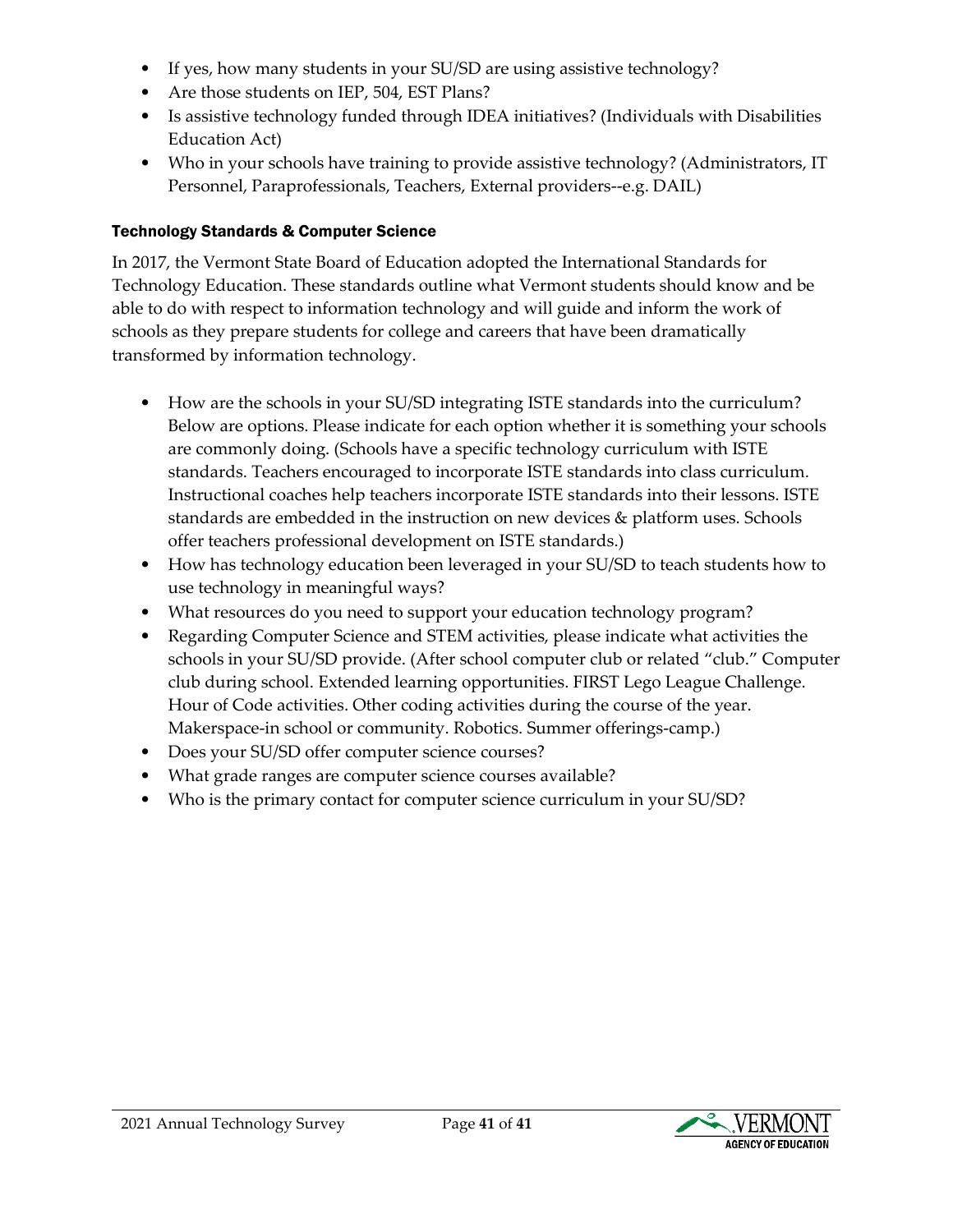- If yes, how many students in your SU/SD are using assistive technology?
- Are those students on IEP, 504, EST Plans?
- Is assistive technology funded through IDEA initiatives? (Individuals with Disabilities Education Act)
- Who in your schools have training to provide assistive technology? (Administrators, IT Personnel, Paraprofessionals, Teachers, External providers--e.g. DAIL)

### Technology Standards & Computer Science

In 2017, the Vermont State Board of Education adopted the International Standards for Technology Education. These standards outline what Vermont students should know and be able to do with respect to information technology and will guide and inform the work of schools as they prepare students for college and careers that have been dramatically transformed by information technology.

- How are the schools in your SU/SD integrating ISTE standards into the curriculum? Below are options. Please indicate for each option whether it is something your schools are commonly doing. (Schools have a specific technology curriculum with ISTE standards. Teachers encouraged to incorporate ISTE standards into class curriculum. Instructional coaches help teachers incorporate ISTE standards into their lessons. ISTE standards are embedded in the instruction on new devices & platform uses. Schools offer teachers professional development on ISTE standards.)
- How has technology education been leveraged in your SU/SD to teach students how to use technology in meaningful ways?
- What resources do you need to support your education technology program?
- Regarding Computer Science and STEM activities, please indicate what activities the schools in your SU/SD provide. (After school computer club or related "club." Computer club during school. Extended learning opportunities. FIRST Lego League Challenge. Hour of Code activities. Other coding activities during the course of the year. Makerspace-in school or community. Robotics. Summer offerings-camp.)
- Does your SU/SD offer computer science courses?
- What grade ranges are computer science courses available?
- Who is the primary contact for computer science curriculum in your SU/SD?